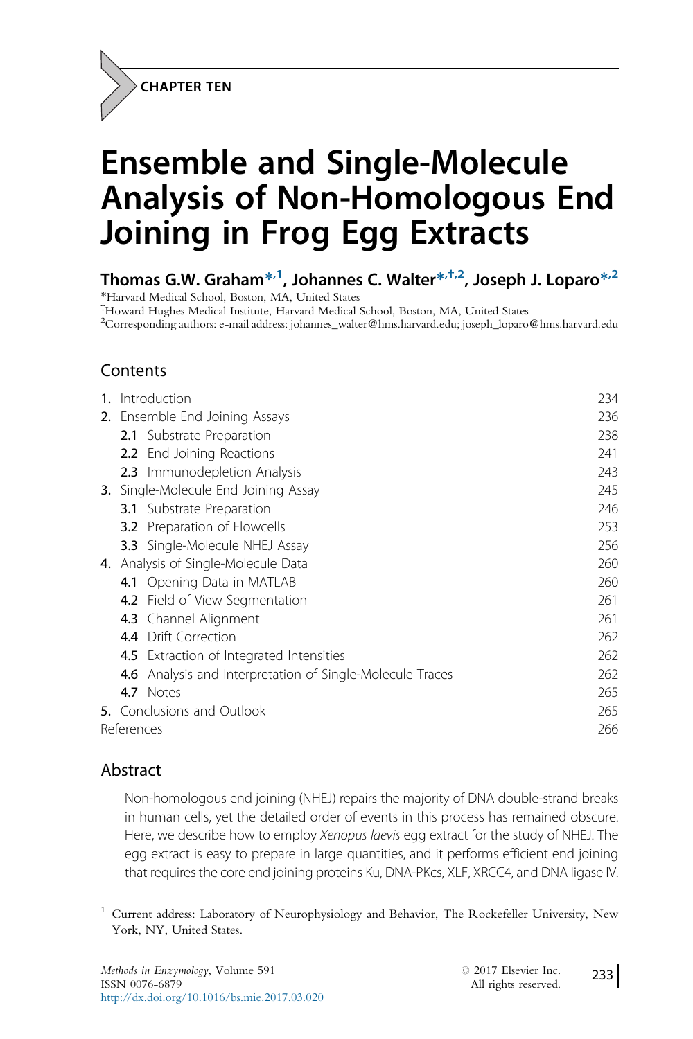CHAPTER TEN

# Ensemble and Single-Molecule Analysis of Non-Homologous End Joining in Frog Egg Extracts

**Thomas G.W. Graham**[*,1], **Johannes C. Walter**[*,†,2], **Joseph J. Loparo**[*,2]

[*]Harvard Medical School, Boston, MA, United States
[†]Howard Hughes Medical Institute, Harvard Medical School, Boston, MA, United States
[2]Corresponding authors: e-mail address: johannes_walter@hms.harvard.edu; joseph_loparo@hms.harvard.edu

## Contents

1. Introduction — 234
2. Ensemble End Joining Assays — 236
   - 2.1 Substrate Preparation — 238
   - 2.2 End Joining Reactions — 241
   - 2.3 Immunodepletion Analysis — 243
3. Single-Molecule End Joining Assay — 245
   - 3.1 Substrate Preparation — 246
   - 3.2 Preparation of Flowcells — 253
   - 3.3 Single-Molecule NHEJ Assay — 256
4. Analysis of Single-Molecule Data — 260
   - 4.1 Opening Data in MATLAB — 260
   - 4.2 Field of View Segmentation — 261
   - 4.3 Channel Alignment — 261
   - 4.4 Drift Correction — 262
   - 4.5 Extraction of Integrated Intensities — 262
   - 4.6 Analysis and Interpretation of Single-Molecule Traces — 262
   - 4.7 Notes — 265
5. Conclusions and Outlook — 265

References — 266

## Abstract

Non-homologous end joining (NHEJ) repairs the majority of DNA double-strand breaks in human cells, yet the detailed order of events in this process has remained obscure. Here, we describe how to employ *Xenopus laevis* egg extract for the study of NHEJ. The egg extract is easy to prepare in large quantities, and it performs efficient end joining that requires the core end joining proteins Ku, DNA-PKcs, XLF, XRCC4, and DNA ligase IV.

[1] Current address: Laboratory of Neurophysiology and Behavior, The Rockefeller University, New York, NY, United States.

*Methods in Enzymology*, Volume 591
ISSN 0076-6879
http://dx.doi.org/10.1016/bs.mie.2017.03.020

© 2017 Elsevier Inc. All rights reserved.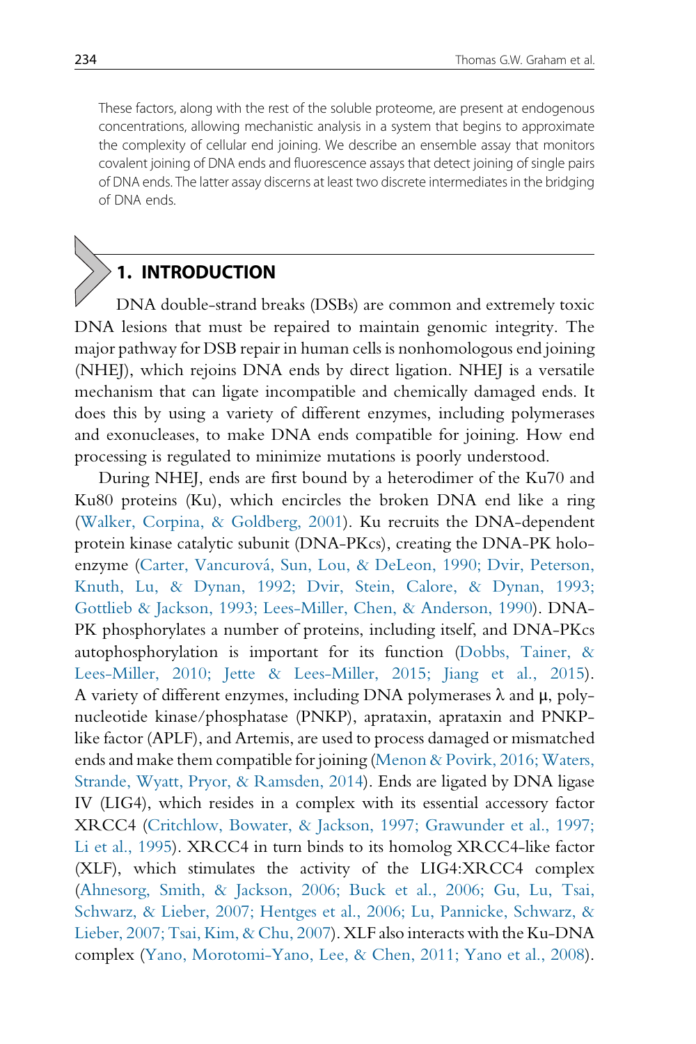These factors, along with the rest of the soluble proteome, are present at endogenous concentrations, allowing mechanistic analysis in a system that begins to approximate the complexity of cellular end joining. We describe an ensemble assay that monitors covalent joining of DNA ends and fluorescence assays that detect joining of single pairs of DNA ends. The latter assay discerns at least two discrete intermediates in the bridging of DNA ends.

## 1. INTRODUCTION

DNA double-strand breaks (DSBs) are common and extremely toxic DNA lesions that must be repaired to maintain genomic integrity. The major pathway for DSB repair in human cells is nonhomologous end joining (NHEJ), which rejoins DNA ends by direct ligation. NHEJ is a versatile mechanism that can ligate incompatible and chemically damaged ends. It does this by using a variety of different enzymes, including polymerases and exonucleases, to make DNA ends compatible for joining. How end processing is regulated to minimize mutations is poorly understood.

During NHEJ, ends are first bound by a heterodimer of the Ku70 and Ku80 proteins (Ku), which encircles the broken DNA end like a ring (Walker, Corpina, & Goldberg, 2001). Ku recruits the DNA-dependent protein kinase catalytic subunit (DNA-PKcs), creating the DNA-PK holoenzyme (Carter, Vancurová, Sun, Lou, & DeLeon, 1990; Dvir, Peterson, Knuth, Lu, & Dynan, 1992; Dvir, Stein, Calore, & Dynan, 1993; Gottlieb & Jackson, 1993; Lees-Miller, Chen, & Anderson, 1990). DNA-PK phosphorylates a number of proteins, including itself, and DNA-PKcs autophosphorylation is important for its function (Dobbs, Tainer, & Lees-Miller, 2010; Jette & Lees-Miller, 2015; Jiang et al., 2015). A variety of different enzymes, including DNA polymerases λ and μ, polynucleotide kinase/phosphatase (PNKP), aprataxin, aprataxin and PNKP-like factor (APLF), and Artemis, are used to process damaged or mismatched ends and make them compatible for joining (Menon & Povirk, 2016; Waters, Strande, Wyatt, Pryor, & Ramsden, 2014). Ends are ligated by DNA ligase IV (LIG4), which resides in a complex with its essential accessory factor XRCC4 (Critchlow, Bowater, & Jackson, 1997; Grawunder et al., 1997; Li et al., 1995). XRCC4 in turn binds to its homolog XRCC4-like factor (XLF), which stimulates the activity of the LIG4:XRCC4 complex (Ahnesorg, Smith, & Jackson, 2006; Buck et al., 2006; Gu, Lu, Tsai, Schwarz, & Lieber, 2007; Hentges et al., 2006; Lu, Pannicke, Schwarz, & Lieber, 2007; Tsai, Kim, & Chu, 2007). XLF also interacts with the Ku-DNA complex (Yano, Morotomi-Yano, Lee, & Chen, 2011; Yano et al., 2008).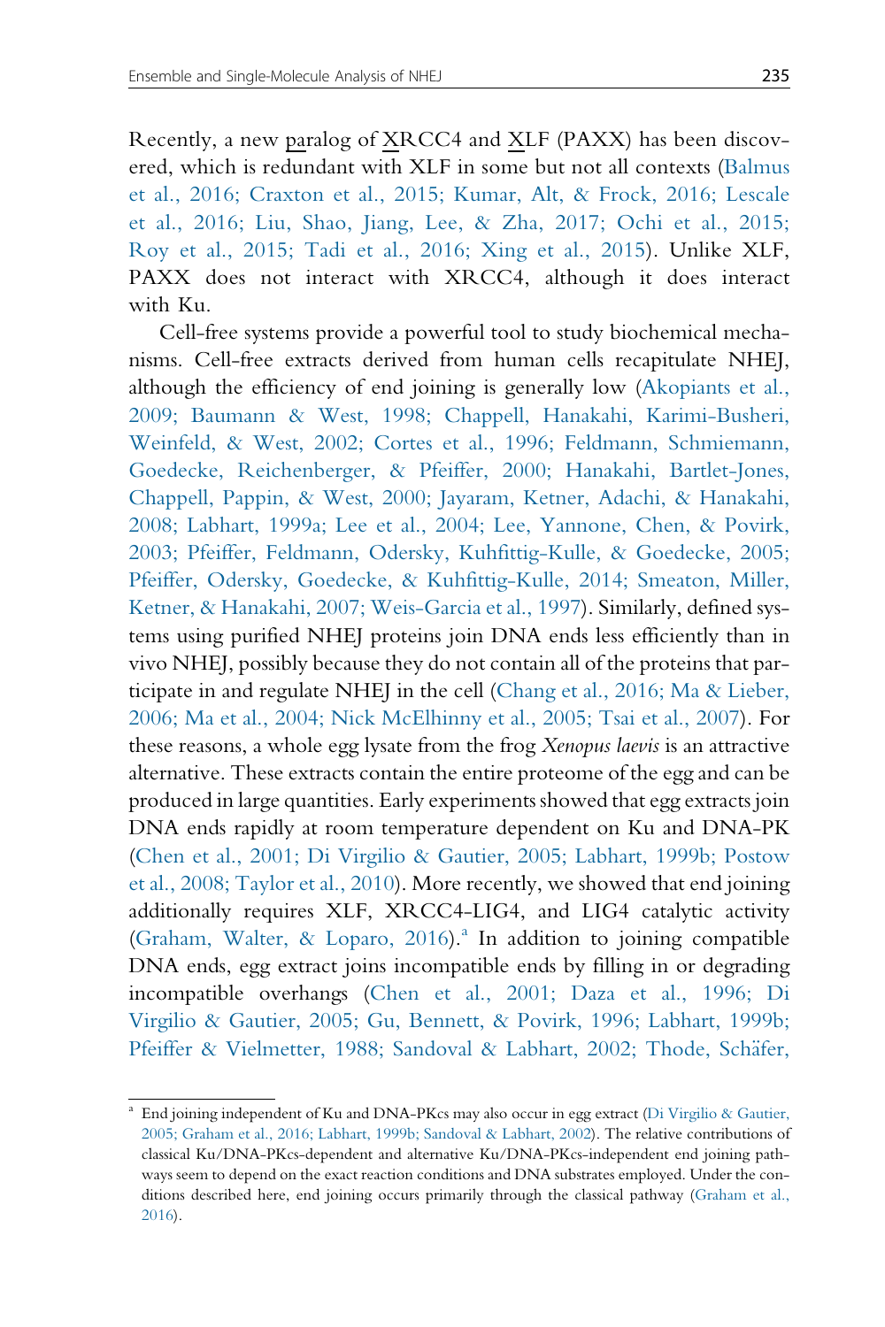Recently, a new paralog of XRCC4 and XLF (PAXX) has been discovered, which is redundant with XLF in some but not all contexts (Balmus et al., 2016; Craxton et al., 2015; Kumar, Alt, & Frock, 2016; Lescale et al., 2016; Liu, Shao, Jiang, Lee, & Zha, 2017; Ochi et al., 2015; Roy et al., 2015; Tadi et al., 2016; Xing et al., 2015). Unlike XLF, PAXX does not interact with XRCC4, although it does interact with Ku.

Cell-free systems provide a powerful tool to study biochemical mechanisms. Cell-free extracts derived from human cells recapitulate NHEJ, although the efficiency of end joining is generally low (Akopiants et al., 2009; Baumann & West, 1998; Chappell, Hanakahi, Karimi-Busheri, Weinfeld, & West, 2002; Cortes et al., 1996; Feldmann, Schmiemann, Goedecke, Reichenberger, & Pfeiffer, 2000; Hanakahi, Bartlet-Jones, Chappell, Pappin, & West, 2000; Jayaram, Ketner, Adachi, & Hanakahi, 2008; Labhart, 1999a; Lee et al., 2004; Lee, Yannone, Chen, & Povirk, 2003; Pfeiffer, Feldmann, Odersky, Kuhfittig-Kulle, & Goedecke, 2005; Pfeiffer, Odersky, Goedecke, & Kuhfittig-Kulle, 2014; Smeaton, Miller, Ketner, & Hanakahi, 2007; Weis-Garcia et al., 1997). Similarly, defined systems using purified NHEJ proteins join DNA ends less efficiently than in vivo NHEJ, possibly because they do not contain all of the proteins that participate in and regulate NHEJ in the cell (Chang et al., 2016; Ma & Lieber, 2006; Ma et al., 2004; Nick McElhinny et al., 2005; Tsai et al., 2007). For these reasons, a whole egg lysate from the frog *Xenopus laevis* is an attractive alternative. These extracts contain the entire proteome of the egg and can be produced in large quantities. Early experiments showed that egg extracts join DNA ends rapidly at room temperature dependent on Ku and DNA-PK (Chen et al., 2001; Di Virgilio & Gautier, 2005; Labhart, 1999b; Postow et al., 2008; Taylor et al., 2010). More recently, we showed that end joining additionally requires XLF, XRCC4-LIG4, and LIG4 catalytic activity (Graham, Walter, & Loparo, 2016).[a] In addition to joining compatible DNA ends, egg extract joins incompatible ends by filling in or degrading incompatible overhangs (Chen et al., 2001; Daza et al., 1996; Di Virgilio & Gautier, 2005; Gu, Bennett, & Povirk, 1996; Labhart, 1999b; Pfeiffer & Vielmetter, 1988; Sandoval & Labhart, 2002; Thode, Schäfer,

[a] End joining independent of Ku and DNA-PKcs may also occur in egg extract (Di Virgilio & Gautier, 2005; Graham et al., 2016; Labhart, 1999b; Sandoval & Labhart, 2002). The relative contributions of classical Ku/DNA-PKcs-dependent and alternative Ku/DNA-PKcs-independent end joining pathways seem to depend on the exact reaction conditions and DNA substrates employed. Under the conditions described here, end joining occurs primarily through the classical pathway (Graham et al., 2016).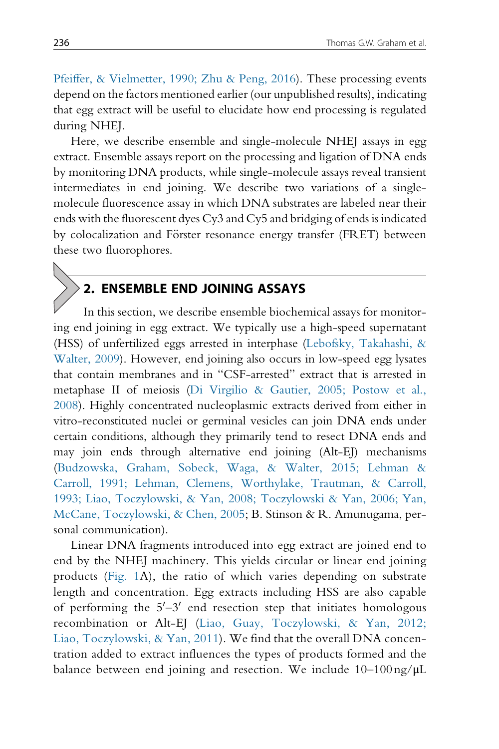Pfeiffer, & Vielmetter, 1990; Zhu & Peng, 2016). These processing events depend on the factors mentioned earlier (our unpublished results), indicating that egg extract will be useful to elucidate how end processing is regulated during NHEJ.

Here, we describe ensemble and single-molecule NHEJ assays in egg extract. Ensemble assays report on the processing and ligation of DNA ends by monitoring DNA products, while single-molecule assays reveal transient intermediates in end joining. We describe two variations of a single-molecule fluorescence assay in which DNA substrates are labeled near their ends with the fluorescent dyes Cy3 and Cy5 and bridging of ends is indicated by colocalization and Förster resonance energy transfer (FRET) between these two fluorophores.

## 2. ENSEMBLE END JOINING ASSAYS

In this section, we describe ensemble biochemical assays for monitoring end joining in egg extract. We typically use a high-speed supernatant (HSS) of unfertilized eggs arrested in interphase (Lebofsky, Takahashi, & Walter, 2009). However, end joining also occurs in low-speed egg lysates that contain membranes and in "CSF-arrested" extract that is arrested in metaphase II of meiosis (Di Virgilio & Gautier, 2005; Postow et al., 2008). Highly concentrated nucleoplasmic extracts derived from either in vitro-reconstituted nuclei or germinal vesicles can join DNA ends under certain conditions, although they primarily tend to resect DNA ends and may join ends through alternative end joining (Alt-EJ) mechanisms (Budzowska, Graham, Sobeck, Waga, & Walter, 2015; Lehman & Carroll, 1991; Lehman, Clemens, Worthylake, Trautman, & Carroll, 1993; Liao, Toczylowski, & Yan, 2008; Toczylowski & Yan, 2006; Yan, McCane, Toczylowski, & Chen, 2005; B. Stinson & R. Amunugama, personal communication).

Linear DNA fragments introduced into egg extract are joined end to end by the NHEJ machinery. This yields circular or linear end joining products (Fig. 1A), the ratio of which varies depending on substrate length and concentration. Egg extracts including HSS are also capable of performing the $5'$–$3'$ end resection step that initiates homologous recombination or Alt-EJ (Liao, Guay, Toczylowski, & Yan, 2012; Liao, Toczylowski, & Yan, 2011). We find that the overall DNA concentration added to extract influences the types of products formed and the balance between end joining and resection. We include 10–100 ng/μL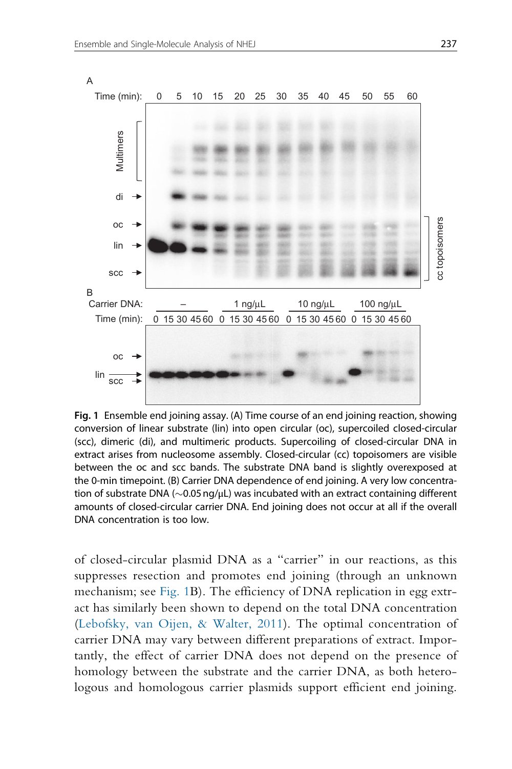**Fig. 1** Ensemble end joining assay. (A) Time course of an end joining reaction, showing conversion of linear substrate (lin) into open circular (oc), supercoiled closed-circular (scc), dimeric (di), and multimeric products. Supercoiling of closed-circular DNA in extract arises from nucleosome assembly. Closed-circular (cc) topoisomers are visible between the oc and scc bands. The substrate DNA band is slightly overexposed at the 0-min timepoint. (B) Carrier DNA dependence of end joining. A very low concentration of substrate DNA (~0.05 ng/μL) was incubated with an extract containing different amounts of closed-circular carrier DNA. End joining does not occur at all if the overall DNA concentration is too low.

of closed-circular plasmid DNA as a "carrier" in our reactions, as this suppresses resection and promotes end joining (through an unknown mechanism; see Fig. 1B). The efficiency of DNA replication in egg extract has similarly been shown to depend on the total DNA concentration (Lebofsky, van Oijen, & Walter, 2011). The optimal concentration of carrier DNA may vary between different preparations of extract. Importantly, the effect of carrier DNA does not depend on the presence of homology between the substrate and the carrier DNA, as both heterologous and homologous carrier plasmids support efficient end joining.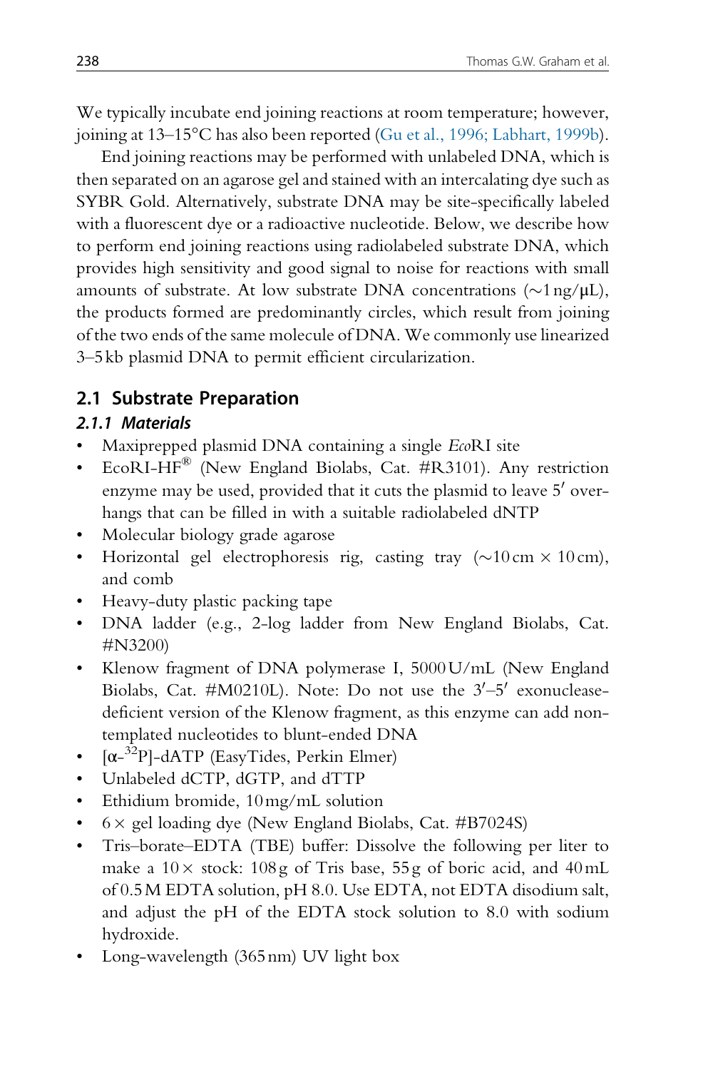We typically incubate end joining reactions at room temperature; however, joining at 13–15°C has also been reported (Gu et al., 1996; Labhart, 1999b).

End joining reactions may be performed with unlabeled DNA, which is then separated on an agarose gel and stained with an intercalating dye such as SYBR Gold. Alternatively, substrate DNA may be site-specifically labeled with a fluorescent dye or a radioactive nucleotide. Below, we describe how to perform end joining reactions using radiolabeled substrate DNA, which provides high sensitivity and good signal to noise for reactions with small amounts of substrate. At low substrate DNA concentrations (~1 ng/μL), the products formed are predominantly circles, which result from joining of the two ends of the same molecule of DNA. We commonly use linearized 3–5 kb plasmid DNA to permit efficient circularization.

## 2.1 Substrate Preparation

### 2.1.1 Materials

- Maxiprepped plasmid DNA containing a single *Eco*RI site
- EcoRI-HF® (New England Biolabs, Cat. #R3101). Any restriction enzyme may be used, provided that it cuts the plasmid to leave 5′ overhangs that can be filled in with a suitable radiolabeled dNTP
- Molecular biology grade agarose
- Horizontal gel electrophoresis rig, casting tray (~10 cm × 10 cm), and comb
- Heavy-duty plastic packing tape
- DNA ladder (e.g., 2-log ladder from New England Biolabs, Cat. #N3200)
- Klenow fragment of DNA polymerase I, 5000 U/mL (New England Biolabs, Cat. #M0210L). Note: Do not use the 3′–5′ exonuclease-deficient version of the Klenow fragment, as this enzyme can add non-templated nucleotides to blunt-ended DNA
- [α-$^{32}$P]-dATP (EasyTides, Perkin Elmer)
- Unlabeled dCTP, dGTP, and dTTP
- Ethidium bromide, 10 mg/mL solution
- 6 × gel loading dye (New England Biolabs, Cat. #B7024S)
- Tris–borate–EDTA (TBE) buffer: Dissolve the following per liter to make a 10 × stock: 108 g of Tris base, 55 g of boric acid, and 40 mL of 0.5 M EDTA solution, pH 8.0. Use EDTA, not EDTA disodium salt, and adjust the pH of the EDTA stock solution to 8.0 with sodium hydroxide.
- Long-wavelength (365 nm) UV light box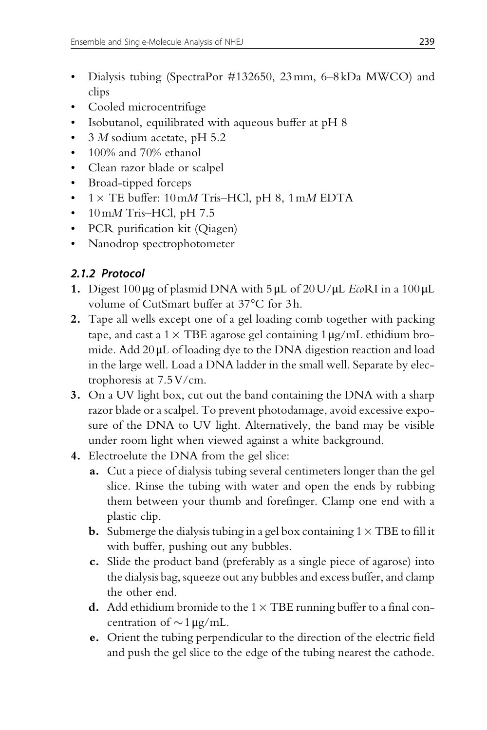- Dialysis tubing (SpectraPor #132650, 23 mm, 6–8 kDa MWCO) and clips
- Cooled microcentrifuge
- Isobutanol, equilibrated with aqueous buffer at pH 8
- 3 *M* sodium acetate, pH 5.2
- 100% and 70% ethanol
- Clean razor blade or scalpel
- Broad-tipped forceps
- 1 × TE buffer: 10 m*M* Tris–HCl, pH 8, 1 m*M* EDTA
- 10 m*M* Tris–HCl, pH 7.5
- PCR purification kit (Qiagen)
- Nanodrop spectrophotometer

### *2.1.2 Protocol*

1. Digest 100 μg of plasmid DNA with 5 μL of 20 U/μL *Eco*RI in a 100 μL volume of CutSmart buffer at 37°C for 3 h.
2. Tape all wells except one of a gel loading comb together with packing tape, and cast a 1 × TBE agarose gel containing 1 μg/mL ethidium bromide. Add 20 μL of loading dye to the DNA digestion reaction and load in the large well. Load a DNA ladder in the small well. Separate by electrophoresis at 7.5 V/cm.
3. On a UV light box, cut out the band containing the DNA with a sharp razor blade or a scalpel. To prevent photodamage, avoid excessive exposure of the DNA to UV light. Alternatively, the band may be visible under room light when viewed against a white background.
4. Electroelute the DNA from the gel slice:
   - **a.** Cut a piece of dialysis tubing several centimeters longer than the gel slice. Rinse the tubing with water and open the ends by rubbing them between your thumb and forefinger. Clamp one end with a plastic clip.
   - **b.** Submerge the dialysis tubing in a gel box containing 1 × TBE to fill it with buffer, pushing out any bubbles.
   - **c.** Slide the product band (preferably as a single piece of agarose) into the dialysis bag, squeeze out any bubbles and excess buffer, and clamp the other end.
   - **d.** Add ethidium bromide to the 1 × TBE running buffer to a final concentration of ~1 μg/mL.
   - **e.** Orient the tubing perpendicular to the direction of the electric field and push the gel slice to the edge of the tubing nearest the cathode.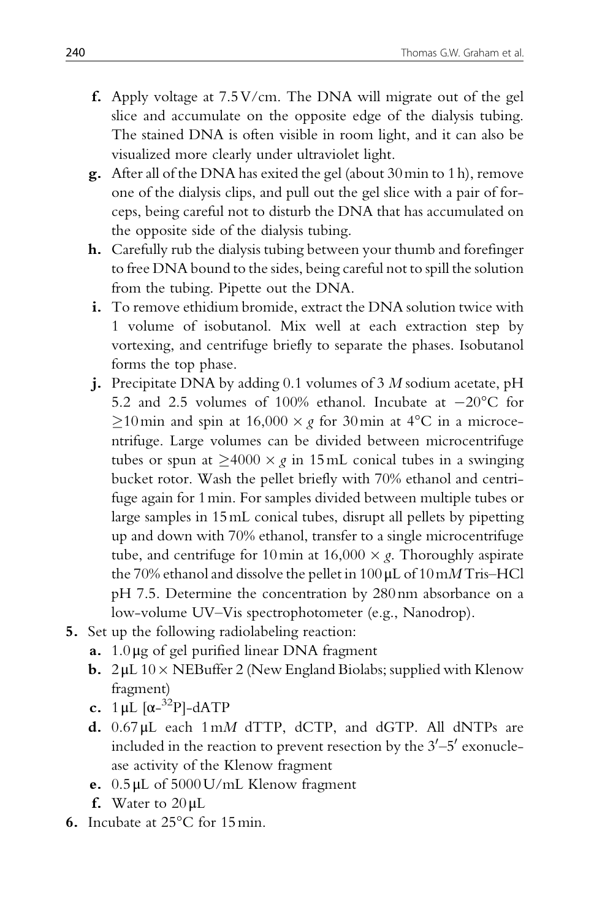f. Apply voltage at 7.5 V/cm. The DNA will migrate out of the gel slice and accumulate on the opposite edge of the dialysis tubing. The stained DNA is often visible in room light, and it can also be visualized more clearly under ultraviolet light.
   g. After all of the DNA has exited the gel (about 30 min to 1 h), remove one of the dialysis clips, and pull out the gel slice with a pair of forceps, being careful not to disturb the DNA that has accumulated on the opposite side of the dialysis tubing.
   h. Carefully rub the dialysis tubing between your thumb and forefinger to free DNA bound to the sides, being careful not to spill the solution from the tubing. Pipette out the DNA.
   i. To remove ethidium bromide, extract the DNA solution twice with 1 volume of isobutanol. Mix well at each extraction step by vortexing, and centrifuge briefly to separate the phases. Isobutanol forms the top phase.
   j. Precipitate DNA by adding 0.1 volumes of 3 *M* sodium acetate, pH 5.2 and 2.5 volumes of 100% ethanol. Incubate at $-20$°C for $\geq$10 min and spin at 16,000 × *g* for 30 min at 4°C in a microcentrifuge. Large volumes can be divided between microcentrifuge tubes or spun at $\geq$4000 × *g* in 15 mL conical tubes in a swinging bucket rotor. Wash the pellet briefly with 70% ethanol and centrifuge again for 1 min. For samples divided between multiple tubes or large samples in 15 mL conical tubes, disrupt all pellets by pipetting up and down with 70% ethanol, transfer to a single microcentrifuge tube, and centrifuge for 10 min at 16,000 × *g*. Thoroughly aspirate the 70% ethanol and dissolve the pellet in 100 μL of 10 m*M* Tris–HCl pH 7.5. Determine the concentration by 280 nm absorbance on a low-volume UV–Vis spectrophotometer (e.g., Nanodrop).

5. Set up the following radiolabeling reaction:
   a. 1.0 μg of gel purified linear DNA fragment
   b. 2 μL 10 × NEBuffer 2 (New England Biolabs; supplied with Klenow fragment)
   c. 1 μL [α-$^{32}$P]-dATP
   d. 0.67 μL each 1 m*M* dTTP, dCTP, and dGTP. All dNTPs are included in the reaction to prevent resection by the 3′–5′ exonuclease activity of the Klenow fragment
   e. 0.5 μL of 5000 U/mL Klenow fragment
   f. Water to 20 μL
6. Incubate at 25°C for 15 min.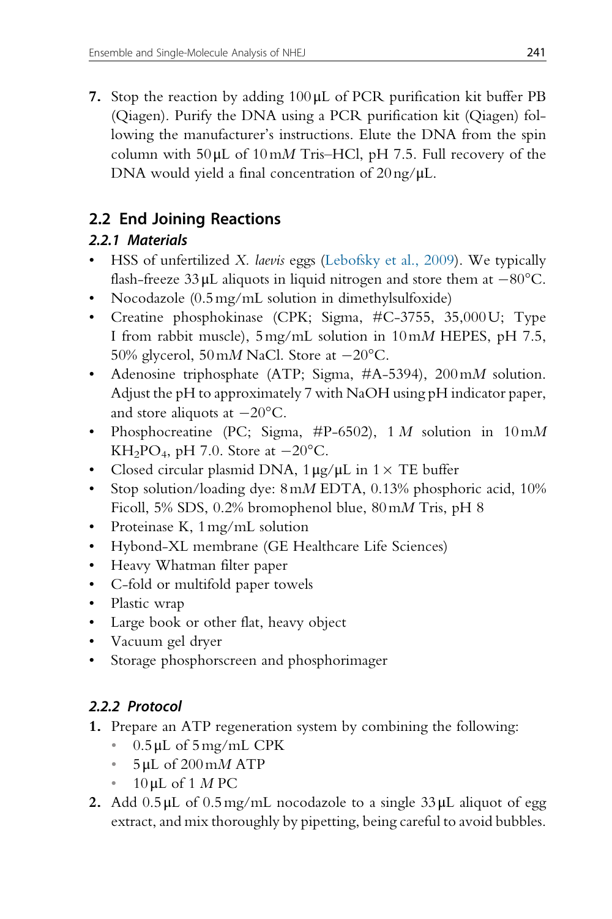7. Stop the reaction by adding 100 μL of PCR purification kit buffer PB (Qiagen). Purify the DNA using a PCR purification kit (Qiagen) following the manufacturer's instructions. Elute the DNA from the spin column with 50 μL of 10 m*M* Tris–HCl, pH 7.5. Full recovery of the DNA would yield a final concentration of 20 ng/μL.

## 2.2 End Joining Reactions

### *2.2.1 Materials*

- HSS of unfertilized *X. laevis* eggs (Lebofsky et al., 2009). We typically flash-freeze 33 μL aliquots in liquid nitrogen and store them at −80°C.
- Nocodazole (0.5 mg/mL solution in dimethylsulfoxide)
- Creatine phosphokinase (CPK; Sigma, #C-3755, 35,000 U; Type I from rabbit muscle), 5 mg/mL solution in 10 m*M* HEPES, pH 7.5, 50% glycerol, 50 m*M* NaCl. Store at −20°C.
- Adenosine triphosphate (ATP; Sigma, #A-5394), 200 m*M* solution. Adjust the pH to approximately 7 with NaOH using pH indicator paper, and store aliquots at −20°C.
- Phosphocreatine (PC; Sigma, #P-6502), 1 *M* solution in 10 m*M* $KH_2PO_4$, pH 7.0. Store at −20°C.
- Closed circular plasmid DNA, 1 μg/μL in 1× TE buffer
- Stop solution/loading dye: 8 m*M* EDTA, 0.13% phosphoric acid, 10% Ficoll, 5% SDS, 0.2% bromophenol blue, 80 m*M* Tris, pH 8
- Proteinase K, 1 mg/mL solution
- Hybond-XL membrane (GE Healthcare Life Sciences)
- Heavy Whatman filter paper
- C-fold or multifold paper towels
- Plastic wrap
- Large book or other flat, heavy object
- Vacuum gel dryer
- Storage phosphorscreen and phosphorimager

### *2.2.2 Protocol*

1. Prepare an ATP regeneration system by combining the following:
   - 0.5 μL of 5 mg/mL CPK
   - 5 μL of 200 m*M* ATP
   - 10 μL of 1 *M* PC
2. Add 0.5 μL of 0.5 mg/mL nocodazole to a single 33 μL aliquot of egg extract, and mix thoroughly by pipetting, being careful to avoid bubbles.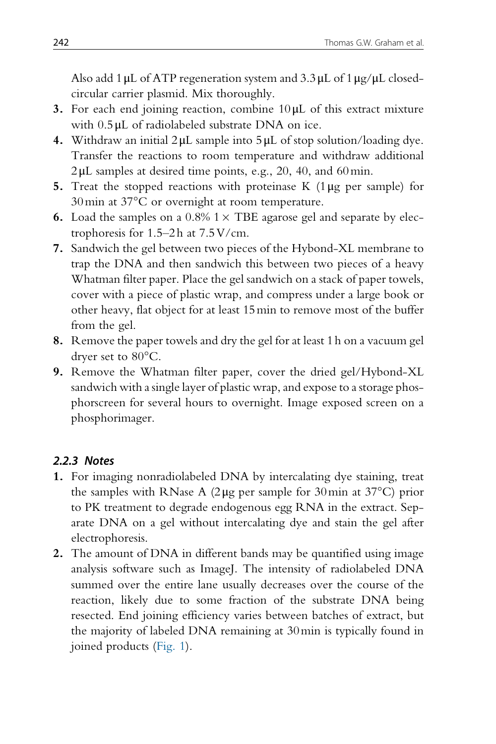Also add 1 μL of ATP regeneration system and 3.3 μL of 1 μg/μL closed-circular carrier plasmid. Mix thoroughly.

3. For each end joining reaction, combine 10 μL of this extract mixture with 0.5 μL of radiolabeled substrate DNA on ice.
4. Withdraw an initial 2 μL sample into 5 μL of stop solution/loading dye. Transfer the reactions to room temperature and withdraw additional 2 μL samples at desired time points, e.g., 20, 40, and 60 min.
5. Treat the stopped reactions with proteinase K (1 μg per sample) for 30 min at 37°C or overnight at room temperature.
6. Load the samples on a 0.8% 1 × TBE agarose gel and separate by electrophoresis for 1.5–2 h at 7.5 V/cm.
7. Sandwich the gel between two pieces of the Hybond-XL membrane to trap the DNA and then sandwich this between two pieces of a heavy Whatman filter paper. Place the gel sandwich on a stack of paper towels, cover with a piece of plastic wrap, and compress under a large book or other heavy, flat object for at least 15 min to remove most of the buffer from the gel.
8. Remove the paper towels and dry the gel for at least 1 h on a vacuum gel dryer set to 80°C.
9. Remove the Whatman filter paper, cover the dried gel/Hybond-XL sandwich with a single layer of plastic wrap, and expose to a storage phosphorscreen for several hours to overnight. Image exposed screen on a phosphorimager.

### *2.2.3 Notes*

1. For imaging nonradiolabeled DNA by intercalating dye staining, treat the samples with RNase A (2 μg per sample for 30 min at 37°C) prior to PK treatment to degrade endogenous egg RNA in the extract. Separate DNA on a gel without intercalating dye and stain the gel after electrophoresis.
2. The amount of DNA in different bands may be quantified using image analysis software such as ImageJ. The intensity of radiolabeled DNA summed over the entire lane usually decreases over the course of the reaction, likely due to some fraction of the substrate DNA being resected. End joining efficiency varies between batches of extract, but the majority of labeled DNA remaining at 30 min is typically found in joined products (Fig. 1).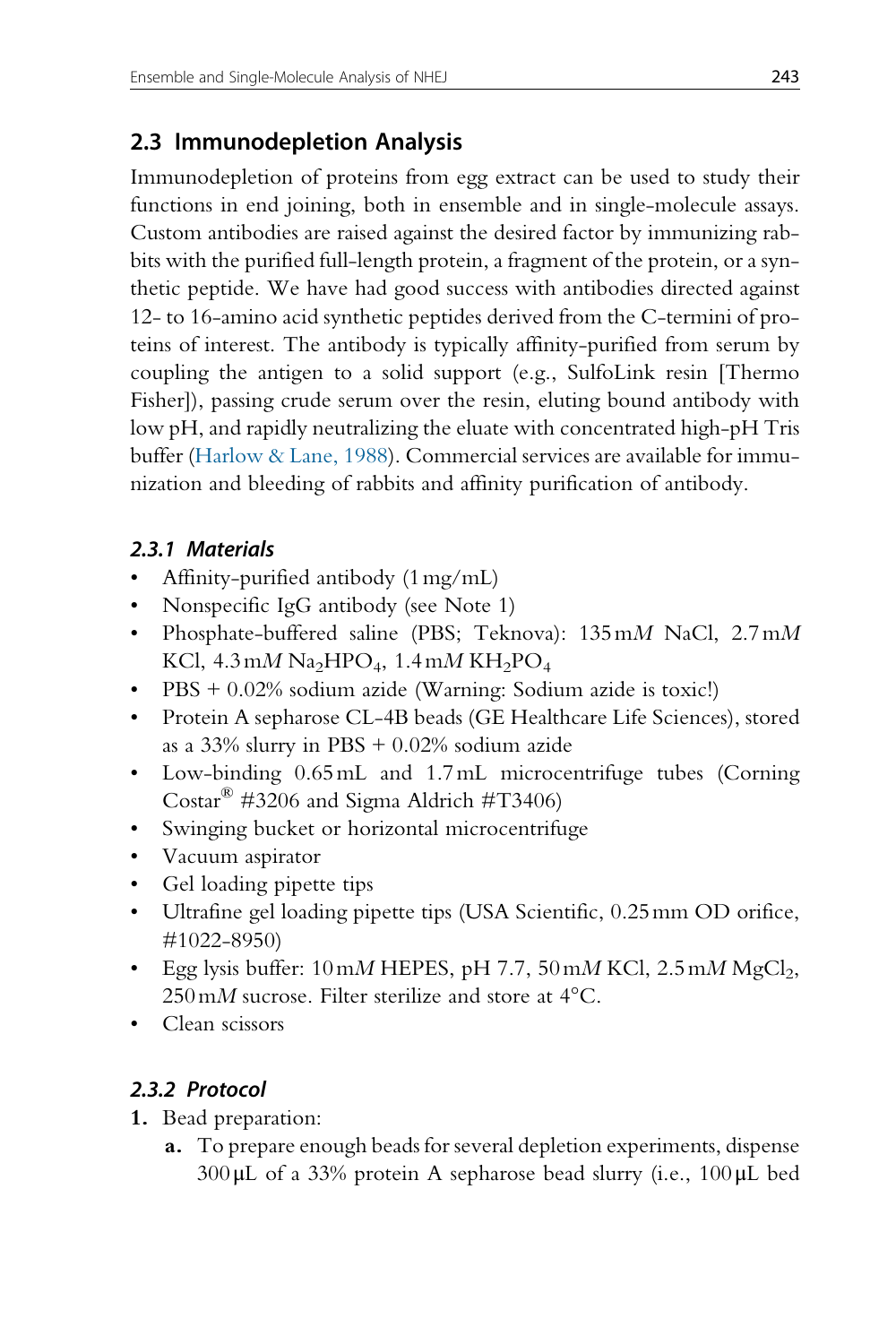## 2.3 Immunodepletion Analysis

Immunodepletion of proteins from egg extract can be used to study their functions in end joining, both in ensemble and in single-molecule assays. Custom antibodies are raised against the desired factor by immunizing rabbits with the purified full-length protein, a fragment of the protein, or a synthetic peptide. We have had good success with antibodies directed against 12- to 16-amino acid synthetic peptides derived from the C-termini of proteins of interest. The antibody is typically affinity-purified from serum by coupling the antigen to a solid support (e.g., SulfoLink resin [Thermo Fisher]), passing crude serum over the resin, eluting bound antibody with low pH, and rapidly neutralizing the eluate with concentrated high-pH Tris buffer (Harlow & Lane, 1988). Commercial services are available for immunization and bleeding of rabbits and affinity purification of antibody.

### *2.3.1 Materials*

- Affinity-purified antibody (1 mg/mL)
- Nonspecific IgG antibody (see Note 1)
- Phosphate-buffered saline (PBS; Teknova): 135 m*M* NaCl, 2.7 m*M* KCl, 4.3 m*M* $Na_2HPO_4$, 1.4 m*M* $KH_2PO_4$
- PBS + 0.02% sodium azide (Warning: Sodium azide is toxic!)
- Protein A sepharose CL-4B beads (GE Healthcare Life Sciences), stored as a 33% slurry in PBS + 0.02% sodium azide
- Low-binding 0.65 mL and 1.7 mL microcentrifuge tubes (Corning Costar® #3206 and Sigma Aldrich #T3406)
- Swinging bucket or horizontal microcentrifuge
- Vacuum aspirator
- Gel loading pipette tips
- Ultrafine gel loading pipette tips (USA Scientific, 0.25 mm OD orifice, #1022-8950)
- Egg lysis buffer: 10 m*M* HEPES, pH 7.7, 50 m*M* KCl, 2.5 m*M* $MgCl_2$, 250 m*M* sucrose. Filter sterilize and store at 4°C.
- Clean scissors

### *2.3.2 Protocol*

1. Bead preparation:
   a. To prepare enough beads for several depletion experiments, dispense 300 μL of a 33% protein A sepharose bead slurry (i.e., 100 μL bed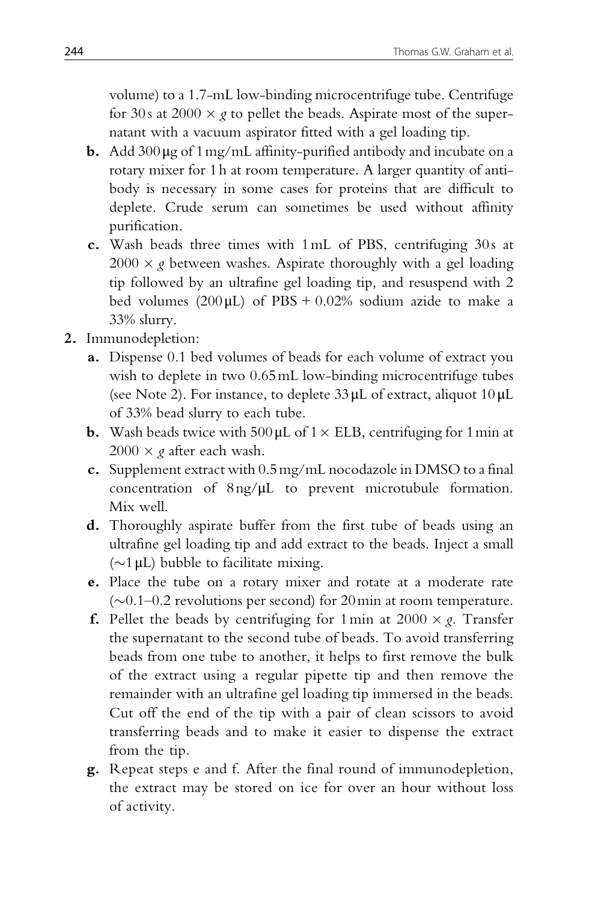volume) to a 1.7-mL low-binding microcentrifuge tube. Centrifuge for 30 s at 2000 × *g* to pellet the beads. Aspirate most of the supernatant with a vacuum aspirator fitted with a gel loading tip.

   **b.** Add 300 μg of 1 mg/mL affinity-purified antibody and incubate on a rotary mixer for 1 h at room temperature. A larger quantity of antibody is necessary in some cases for proteins that are difficult to deplete. Crude serum can sometimes be used without affinity purification.

   **c.** Wash beads three times with 1 mL of PBS, centrifuging 30 s at 2000 × *g* between washes. Aspirate thoroughly with a gel loading tip followed by an ultrafine gel loading tip, and resuspend with 2 bed volumes (200 μL) of PBS + 0.02% sodium azide to make a 33% slurry.

**2.** Immunodepletion:

   **a.** Dispense 0.1 bed volumes of beads for each volume of extract you wish to deplete in two 0.65 mL low-binding microcentrifuge tubes (see Note 2). For instance, to deplete 33 μL of extract, aliquot 10 μL of 33% bead slurry to each tube.

   **b.** Wash beads twice with 500 μL of 1 × ELB, centrifuging for 1 min at 2000 × *g* after each wash.

   **c.** Supplement extract with 0.5 mg/mL nocodazole in DMSO to a final concentration of 8 ng/μL to prevent microtubule formation. Mix well.

   **d.** Thoroughly aspirate buffer from the first tube of beads using an ultrafine gel loading tip and add extract to the beads. Inject a small (~1 μL) bubble to facilitate mixing.

   **e.** Place the tube on a rotary mixer and rotate at a moderate rate (~0.1–0.2 revolutions per second) for 20 min at room temperature.

   **f.** Pellet the beads by centrifuging for 1 min at 2000 × *g*. Transfer the supernatant to the second tube of beads. To avoid transferring beads from one tube to another, it helps to first remove the bulk of the extract using a regular pipette tip and then remove the remainder with an ultrafine gel loading tip immersed in the beads. Cut off the end of the tip with a pair of clean scissors to avoid transferring beads and to make it easier to dispense the extract from the tip.

   **g.** Repeat steps e and f. After the final round of immunodepletion, the extract may be stored on ice for over an hour without loss of activity.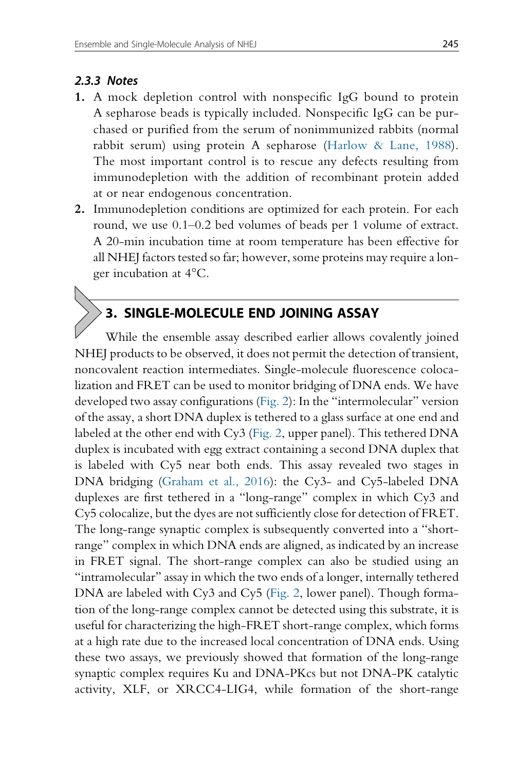#### 2.3.3 Notes

1. A mock depletion control with nonspecific IgG bound to protein A sepharose beads is typically included. Nonspecific IgG can be purchased or purified from the serum of nonimmunized rabbits (normal rabbit serum) using protein A sepharose (Harlow & Lane, 1988). The most important control is to rescue any defects resulting from immunodepletion with the addition of recombinant protein added at or near endogenous concentration.
2. Immunodepletion conditions are optimized for each protein. For each round, we use 0.1–0.2 bed volumes of beads per 1 volume of extract. A 20-min incubation time at room temperature has been effective for all NHEJ factors tested so far; however, some proteins may require a longer incubation at 4°C.

## 3. SINGLE-MOLECULE END JOINING ASSAY

While the ensemble assay described earlier allows covalently joined NHEJ products to be observed, it does not permit the detection of transient, noncovalent reaction intermediates. Single-molecule fluorescence colocalization and FRET can be used to monitor bridging of DNA ends. We have developed two assay configurations (Fig. 2): In the "intermolecular" version of the assay, a short DNA duplex is tethered to a glass surface at one end and labeled at the other end with Cy3 (Fig. 2, upper panel). This tethered DNA duplex is incubated with egg extract containing a second DNA duplex that is labeled with Cy5 near both ends. This assay revealed two stages in DNA bridging (Graham et al., 2016): the Cy3- and Cy5-labeled DNA duplexes are first tethered in a "long-range" complex in which Cy3 and Cy5 colocalize, but the dyes are not sufficiently close for detection of FRET. The long-range synaptic complex is subsequently converted into a "short-range" complex in which DNA ends are aligned, as indicated by an increase in FRET signal. The short-range complex can also be studied using an "intramolecular" assay in which the two ends of a longer, internally tethered DNA are labeled with Cy3 and Cy5 (Fig. 2, lower panel). Though formation of the long-range complex cannot be detected using this substrate, it is useful for characterizing the high-FRET short-range complex, which forms at a high rate due to the increased local concentration of DNA ends. Using these two assays, we previously showed that formation of the long-range synaptic complex requires Ku and DNA-PKcs but not DNA-PK catalytic activity, XLF, or XRCC4-LIG4, while formation of the short-range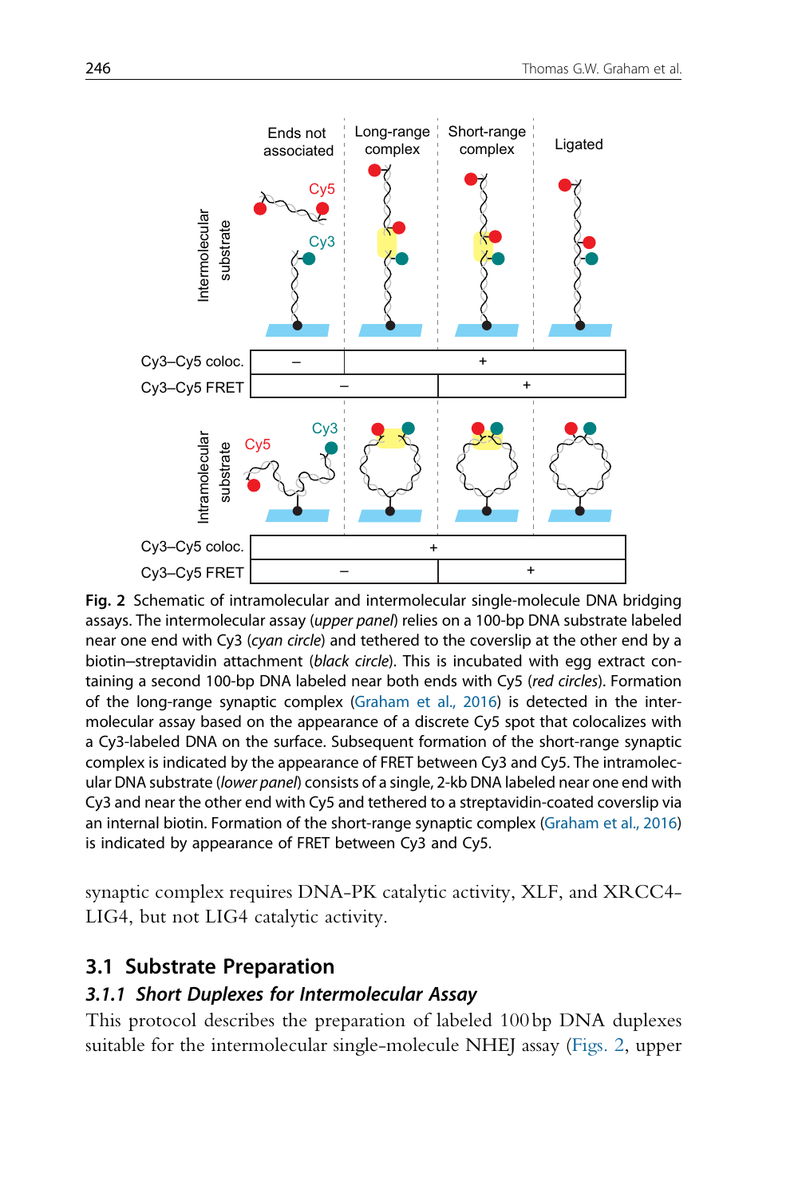**Fig. 2** Schematic of intramolecular and intermolecular single-molecule DNA bridging assays. The intermolecular assay (*upper panel*) relies on a 100-bp DNA substrate labeled near one end with Cy3 (*cyan circle*) and tethered to the coverslip at the other end by a biotin–streptavidin attachment (*black circle*). This is incubated with egg extract containing a second 100-bp DNA labeled near both ends with Cy5 (*red circles*). Formation of the long-range synaptic complex (Graham et al., 2016) is detected in the intermolecular assay based on the appearance of a discrete Cy5 spot that colocalizes with a Cy3-labeled DNA on the surface. Subsequent formation of the short-range synaptic complex is indicated by the appearance of FRET between Cy3 and Cy5. The intramolecular DNA substrate (*lower panel*) consists of a single, 2-kb DNA labeled near one end with Cy3 and near the other end with Cy5 and tethered to a streptavidin-coated coverslip via an internal biotin. Formation of the short-range synaptic complex (Graham et al., 2016) is indicated by appearance of FRET between Cy3 and Cy5.

synaptic complex requires DNA-PK catalytic activity, XLF, and XRCC4-LIG4, but not LIG4 catalytic activity.

## 3.1 Substrate Preparation

### *3.1.1 Short Duplexes for Intermolecular Assay*

This protocol describes the preparation of labeled 100 bp DNA duplexes suitable for the intermolecular single-molecule NHEJ assay (Figs. 2, upper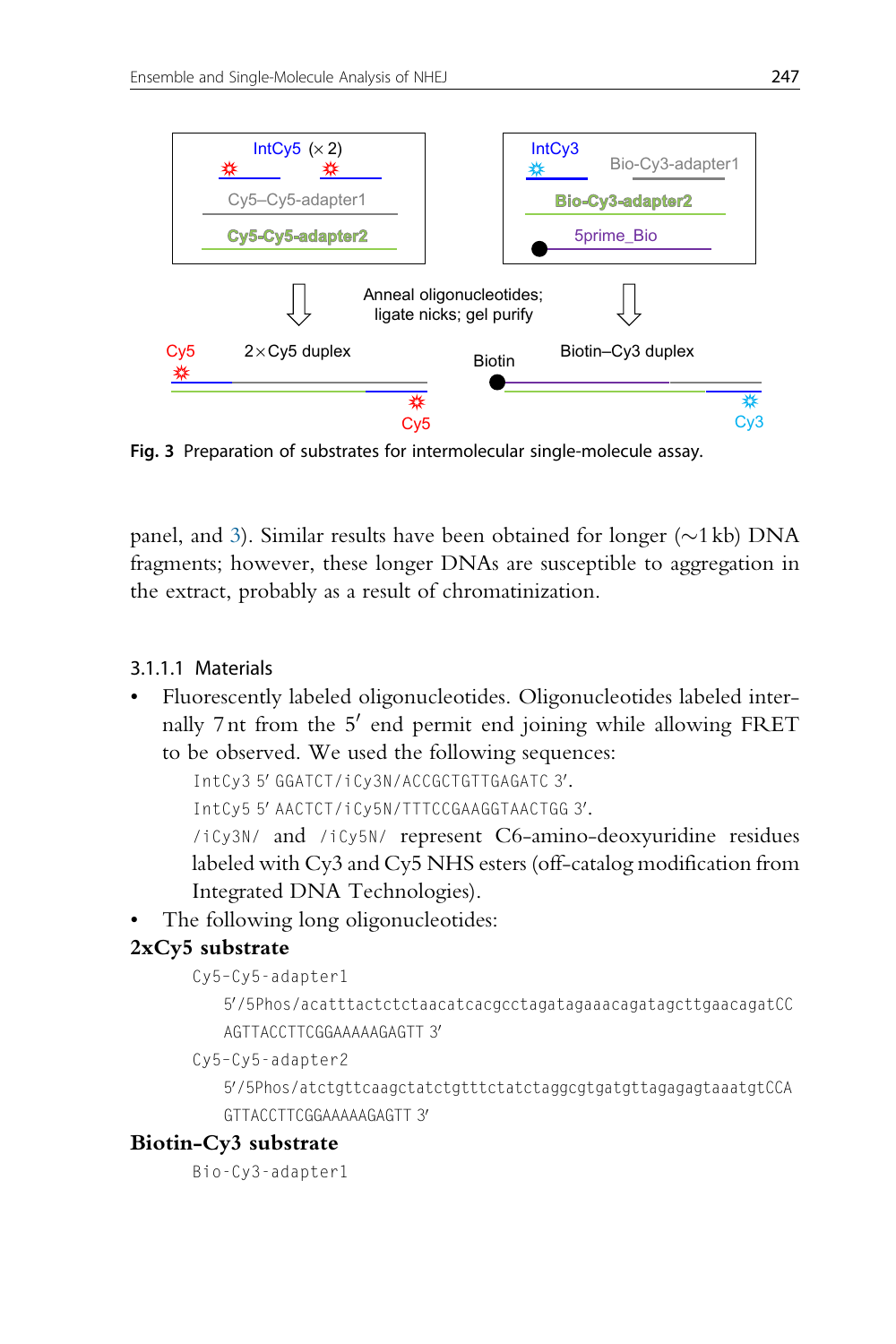Fig. 3 Preparation of substrates for intermolecular single-molecule assay.

panel, and 3). Similar results have been obtained for longer (~1 kb) DNA fragments; however, these longer DNAs are susceptible to aggregation in the extract, probably as a result of chromatinization.

#### 3.1.1.1 Materials

- Fluorescently labeled oligonucleotides. Oligonucleotides labeled internally 7 nt from the 5′ end permit end joining while allowing FRET to be observed. We used the following sequences:

  IntCy3 5′ GGATCT/iCy3N/ACCGCTGTTGAGATC 3′.

  IntCy5 5′ AACTCT/iCy5N/TTTCCGAAGGTAACTGG 3′.

  /iCy3N/ and /iCy5N/ represent C6-amino-deoxyuridine residues labeled with Cy3 and Cy5 NHS esters (off-catalog modification from Integrated DNA Technologies).

- The following long oligonucleotides:

**2xCy5 substrate**

Cy5-Cy5-adapter1

5′/5Phos/acatttactctctaacatcacgcctagatagaaacagatagcttgaacagatCCAGTTACCTTCGGAAAAAGAGTT 3′

Cy5-Cy5-adapter2

5′/5Phos/atctgttcaagctatctgtttctatctaggcgtgatgttagagagtaaatgtCCAGTTACCTTCGGAAAAAGAGTT 3′

**Biotin-Cy3 substrate**

Bio-Cy3-adapter1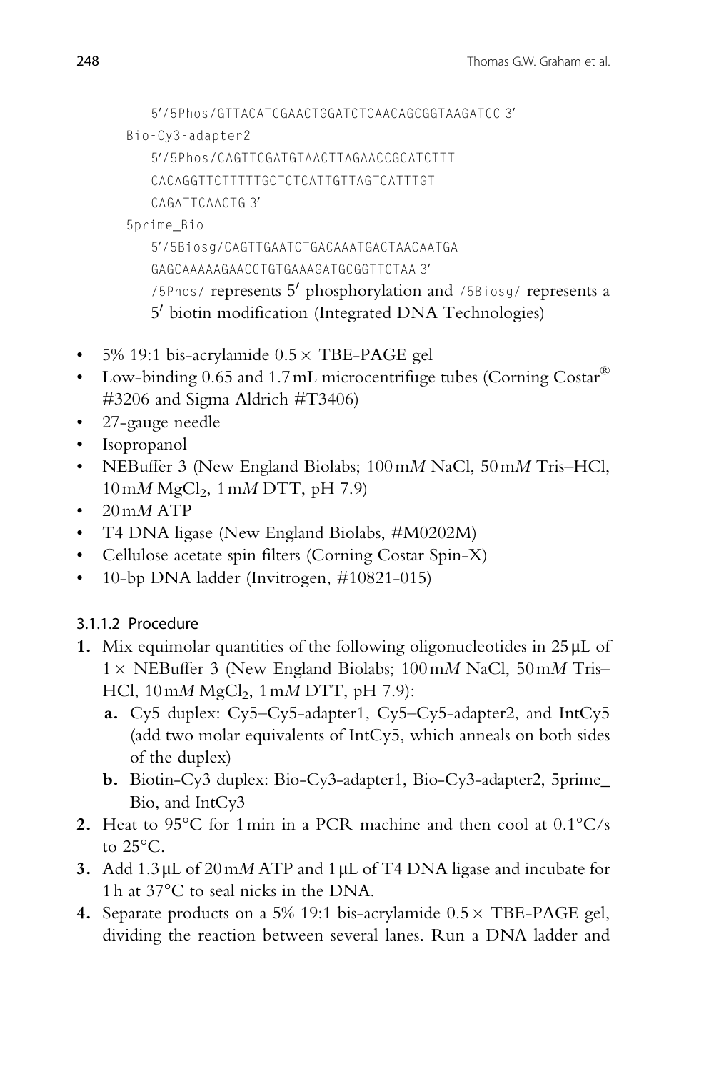5′/5Phos/GTTACATCGAACTGGATCTCAACAGCGGTAAGATCC 3′

Bio-Cy3-adapter2

5′/5Phos/CAGTTCGATGTAACTTAGAACCGCATCTTT CACAGGTTCTTTTTGCTCTCATTGTTAGTCATTTGT CAGATTCAACTG 3′

5prime_Bio

5′/5Biosg/CAGTTGAATCTGACAAATGACTAACAATGA GAGCAAAAAGAACCTGTGAAAGATGCGGTTCTAA 3′

/5Phos/ represents 5′ phosphorylation and /5Biosg/ represents a 5′ biotin modification (Integrated DNA Technologies)

- 5% 19:1 bis-acrylamide 0.5 × TBE-PAGE gel
- Low-binding 0.65 and 1.7 mL microcentrifuge tubes (Corning Costar® #3206 and Sigma Aldrich #T3406)
- 27-gauge needle
- Isopropanol
- NEBuffer 3 (New England Biolabs; 100 m*M* NaCl, 50 m*M* Tris–HCl, 10 m*M* $MgCl_2$, 1 m*M* DTT, pH 7.9)
- 20 m*M* ATP
- T4 DNA ligase (New England Biolabs, #M0202M)
- Cellulose acetate spin filters (Corning Costar Spin-X)
- 10-bp DNA ladder (Invitrogen, #10821-015)

#### 3.1.1.2 Procedure

1. Mix equimolar quantities of the following oligonucleotides in 25 μL of 1 × NEBuffer 3 (New England Biolabs; 100 m*M* NaCl, 50 m*M* Tris–HCl, 10 m*M* $MgCl_2$, 1 m*M* DTT, pH 7.9):
   a. Cy5 duplex: Cy5–Cy5-adapter1, Cy5–Cy5-adapter2, and IntCy5 (add two molar equivalents of IntCy5, which anneals on both sides of the duplex)
   b. Biotin-Cy3 duplex: Bio-Cy3-adapter1, Bio-Cy3-adapter2, 5prime_Bio, and IntCy3
2. Heat to 95°C for 1 min in a PCR machine and then cool at 0.1°C/s to 25°C.
3. Add 1.3 μL of 20 m*M* ATP and 1 μL of T4 DNA ligase and incubate for 1 h at 37°C to seal nicks in the DNA.
4. Separate products on a 5% 19:1 bis-acrylamide 0.5 × TBE-PAGE gel, dividing the reaction between several lanes. Run a DNA ladder and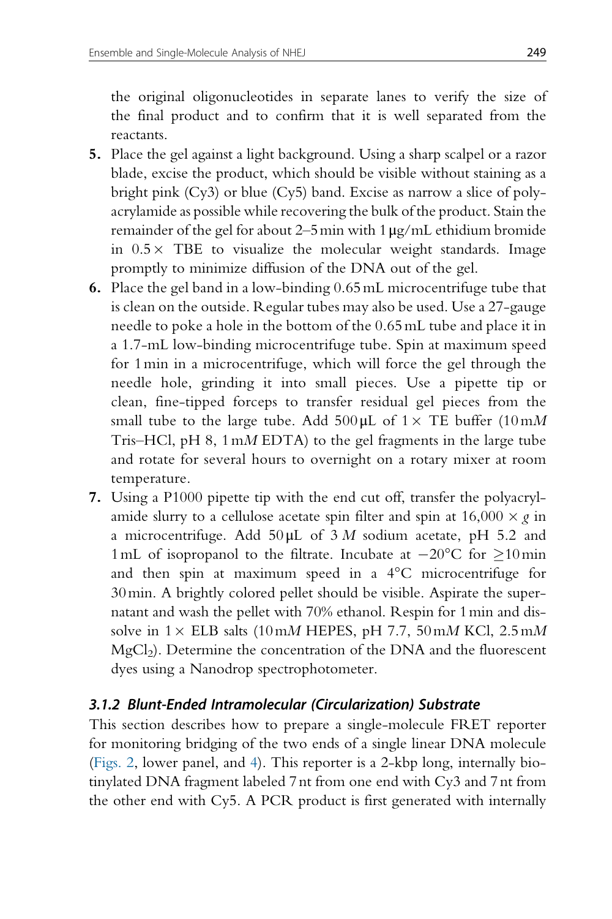the original oligonucleotides in separate lanes to verify the size of the final product and to confirm that it is well separated from the reactants.

5. Place the gel against a light background. Using a sharp scalpel or a razor blade, excise the product, which should be visible without staining as a bright pink (Cy3) or blue (Cy5) band. Excise as narrow a slice of polyacrylamide as possible while recovering the bulk of the product. Stain the remainder of the gel for about 2–5 min with 1 μg/mL ethidium bromide in 0.5× TBE to visualize the molecular weight standards. Image promptly to minimize diffusion of the DNA out of the gel.
6. Place the gel band in a low-binding 0.65 mL microcentrifuge tube that is clean on the outside. Regular tubes may also be used. Use a 27-gauge needle to poke a hole in the bottom of the 0.65 mL tube and place it in a 1.7-mL low-binding microcentrifuge tube. Spin at maximum speed for 1 min in a microcentrifuge, which will force the gel through the needle hole, grinding it into small pieces. Use a pipette tip or clean, fine-tipped forceps to transfer residual gel pieces from the small tube to the large tube. Add 500 μL of 1× TE buffer (10 m*M* Tris–HCl, pH 8, 1 m*M* EDTA) to the gel fragments in the large tube and rotate for several hours to overnight on a rotary mixer at room temperature.
7. Using a P1000 pipette tip with the end cut off, transfer the polyacrylamide slurry to a cellulose acetate spin filter and spin at 16,000 × *g* in a microcentrifuge. Add 50 μL of 3 *M* sodium acetate, pH 5.2 and 1 mL of isopropanol to the filtrate. Incubate at −20°C for ≥10 min and then spin at maximum speed in a 4°C microcentrifuge for 30 min. A brightly colored pellet should be visible. Aspirate the supernatant and wash the pellet with 70% ethanol. Respin for 1 min and dissolve in 1× ELB salts (10 m*M* HEPES, pH 7.7, 50 m*M* KCl, 2.5 m*M* $MgCl_2$). Determine the concentration of the DNA and the fluorescent dyes using a Nanodrop spectrophotometer.

### 3.1.2 Blunt-Ended Intramolecular (Circularization) Substrate

This section describes how to prepare a single-molecule FRET reporter for monitoring bridging of the two ends of a single linear DNA molecule (Figs. 2, lower panel, and 4). This reporter is a 2-kbp long, internally biotinylated DNA fragment labeled 7 nt from one end with Cy3 and 7 nt from the other end with Cy5. A PCR product is first generated with internally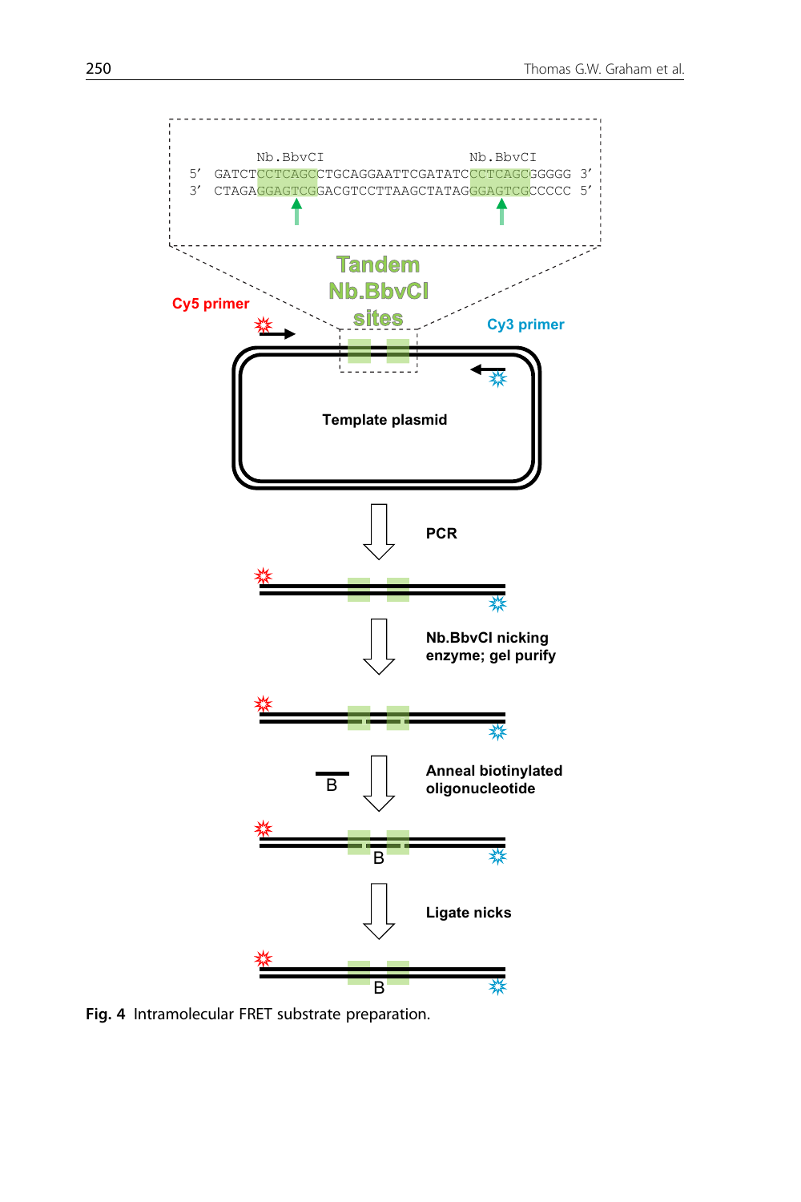```
        Nb.BbvCI                             Nb.BbvCI
5'  GATCTCCTCAGCCTGCAGGAATTCGATATCCCTCAGCGGGGG  3'
3'  CTAGAGGAGTCGGACGTCCTTAAGCTATAGGGAGTCGCCCCC  5'
```

Tandem Nb.BbvCI sites

Cy5 primer

Cy3 primer

Template plasmid

PCR

Nb.BbvCI nicking enzyme; gel purify

Anneal biotinylated oligonucleotide

B

Ligate nicks

**Fig. 4** Intramolecular FRET substrate preparation.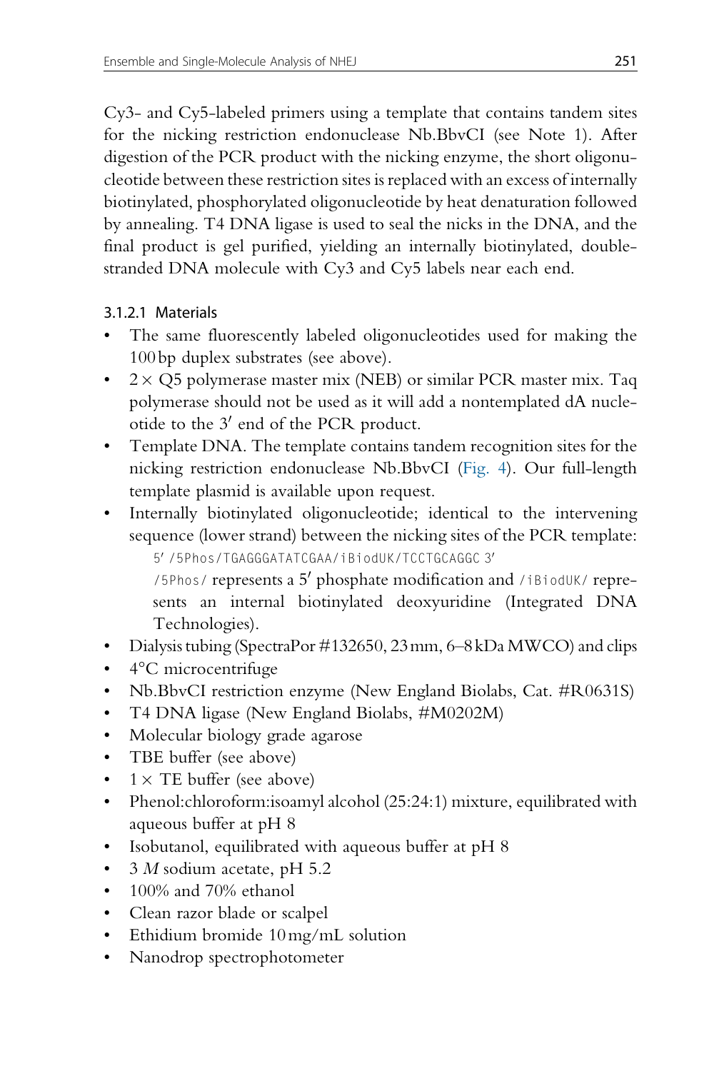Cy3- and Cy5-labeled primers using a template that contains tandem sites for the nicking restriction endonuclease Nb.BbvCI (see Note 1). After digestion of the PCR product with the nicking enzyme, the short oligonucleotide between these restriction sites is replaced with an excess of internally biotinylated, phosphorylated oligonucleotide by heat denaturation followed by annealing. T4 DNA ligase is used to seal the nicks in the DNA, and the final product is gel purified, yielding an internally biotinylated, double-stranded DNA molecule with Cy3 and Cy5 labels near each end.

#### 3.1.2.1 Materials

- The same fluorescently labeled oligonucleotides used for making the 100 bp duplex substrates (see above).
- $2\times$ Q5 polymerase master mix (NEB) or similar PCR master mix. Taq polymerase should not be used as it will add a nontemplated dA nucleotide to the $3'$ end of the PCR product.
- Template DNA. The template contains tandem recognition sites for the nicking restriction endonuclease Nb.BbvCI (Fig. 4). Our full-length template plasmid is available upon request.
- Internally biotinylated oligonucleotide; identical to the intervening sequence (lower strand) between the nicking sites of the PCR template:
  `5′ /5Phos/TGAGGGATATCGAA/iBiodUK/TCCTGCAGGC 3′`
  `/5Phos/` represents a $5'$ phosphate modification and `/iBiodUK/` represents an internal biotinylated deoxyuridine (Integrated DNA Technologies).
- Dialysis tubing (SpectraPor #132650, 23 mm, 6–8 kDa MWCO) and clips
- 4°C microcentrifuge
- Nb.BbvCI restriction enzyme (New England Biolabs, Cat. #R0631S)
- T4 DNA ligase (New England Biolabs, #M0202M)
- Molecular biology grade agarose
- TBE buffer (see above)
- $1\times$ TE buffer (see above)
- Phenol:chloroform:isoamyl alcohol (25:24:1) mixture, equilibrated with aqueous buffer at pH 8
- Isobutanol, equilibrated with aqueous buffer at pH 8
- 3 *M* sodium acetate, pH 5.2
- 100% and 70% ethanol
- Clean razor blade or scalpel
- Ethidium bromide 10 mg/mL solution
- Nanodrop spectrophotometer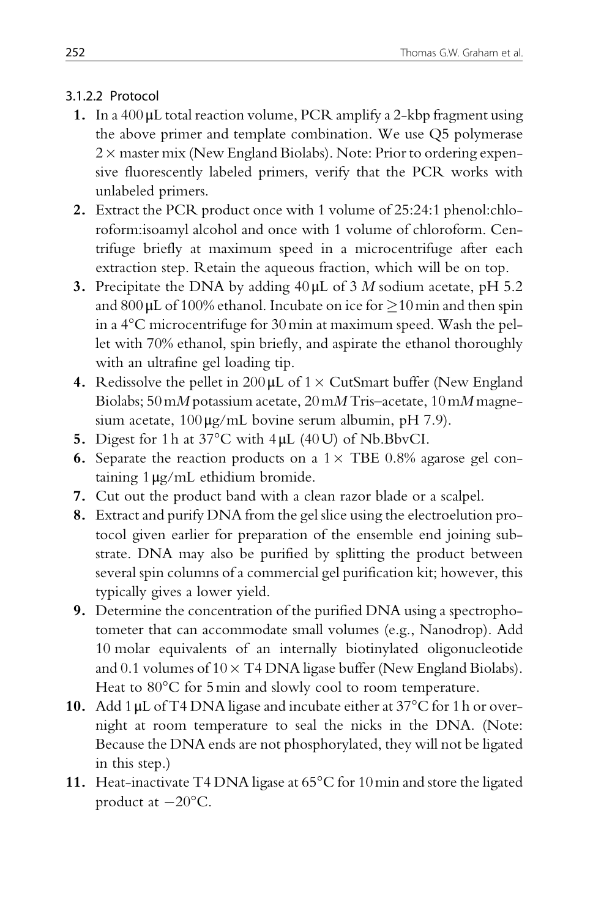#### 3.1.2.2 Protocol

1. In a 400 μL total reaction volume, PCR amplify a 2-kbp fragment using the above primer and template combination. We use Q5 polymerase 2 × master mix (New England Biolabs). Note: Prior to ordering expensive fluorescently labeled primers, verify that the PCR works with unlabeled primers.
2. Extract the PCR product once with 1 volume of 25:24:1 phenol:chloroform:isoamyl alcohol and once with 1 volume of chloroform. Centrifuge briefly at maximum speed in a microcentrifuge after each extraction step. Retain the aqueous fraction, which will be on top.
3. Precipitate the DNA by adding 40 μL of 3 *M* sodium acetate, pH 5.2 and 800 μL of 100% ethanol. Incubate on ice for ≥10 min and then spin in a 4°C microcentrifuge for 30 min at maximum speed. Wash the pellet with 70% ethanol, spin briefly, and aspirate the ethanol thoroughly with an ultrafine gel loading tip.
4. Redissolve the pellet in 200 μL of 1 × CutSmart buffer (New England Biolabs; 50 m*M* potassium acetate, 20 m*M* Tris–acetate, 10 m*M* magnesium acetate, 100 μg/mL bovine serum albumin, pH 7.9).
5. Digest for 1 h at 37°C with 4 μL (40 U) of Nb.BbvCI.
6. Separate the reaction products on a 1 × TBE 0.8% agarose gel containing 1 μg/mL ethidium bromide.
7. Cut out the product band with a clean razor blade or a scalpel.
8. Extract and purify DNA from the gel slice using the electroelution protocol given earlier for preparation of the ensemble end joining substrate. DNA may also be purified by splitting the product between several spin columns of a commercial gel purification kit; however, this typically gives a lower yield.
9. Determine the concentration of the purified DNA using a spectrophotometer that can accommodate small volumes (e.g., Nanodrop). Add 10 molar equivalents of an internally biotinylated oligonucleotide and 0.1 volumes of 10 × T4 DNA ligase buffer (New England Biolabs). Heat to 80°C for 5 min and slowly cool to room temperature.
10. Add 1 μL of T4 DNA ligase and incubate either at 37°C for 1 h or overnight at room temperature to seal the nicks in the DNA. (Note: Because the DNA ends are not phosphorylated, they will not be ligated in this step.)
11. Heat-inactivate T4 DNA ligase at 65°C for 10 min and store the ligated product at −20°C.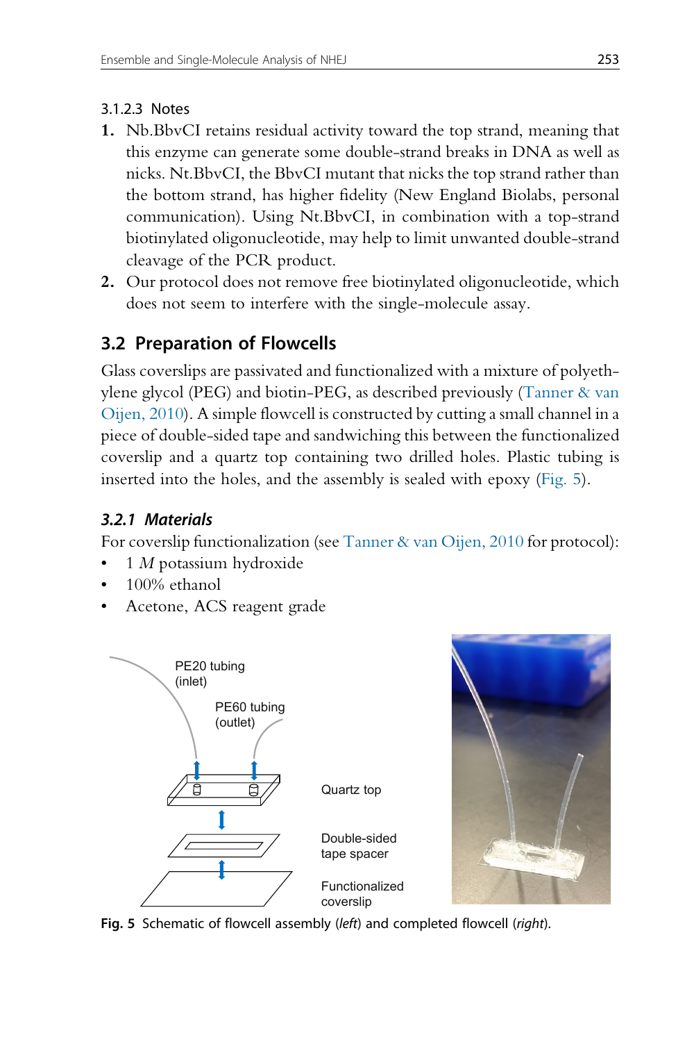#### 3.1.2.3 Notes

1. Nb.BbvCI retains residual activity toward the top strand, meaning that this enzyme can generate some double-strand breaks in DNA as well as nicks. Nt.BbvCI, the BbvCI mutant that nicks the top strand rather than the bottom strand, has higher fidelity (New England Biolabs, personal communication). Using Nt.BbvCI, in combination with a top-strand biotinylated oligonucleotide, may help to limit unwanted double-strand cleavage of the PCR product.
2. Our protocol does not remove free biotinylated oligonucleotide, which does not seem to interfere with the single-molecule assay.

## 3.2 Preparation of Flowcells

Glass coverslips are passivated and functionalized with a mixture of polyethylene glycol (PEG) and biotin-PEG, as described previously (Tanner & van Oijen, 2010). A simple flowcell is constructed by cutting a small channel in a piece of double-sided tape and sandwiching this between the functionalized coverslip and a quartz top containing two drilled holes. Plastic tubing is inserted into the holes, and the assembly is sealed with epoxy (Fig. 5).

### *3.2.1 Materials*

For coverslip functionalization (see Tanner & van Oijen, 2010 for protocol):

- 1 *M* potassium hydroxide
- 100% ethanol
- Acetone, ACS reagent grade

PE20 tubing (inlet)

PE60 tubing (outlet)

Quartz top

Double-sided tape spacer

Functionalized coverslip

**Fig. 5** Schematic of flowcell assembly (*left*) and completed flowcell (*right*).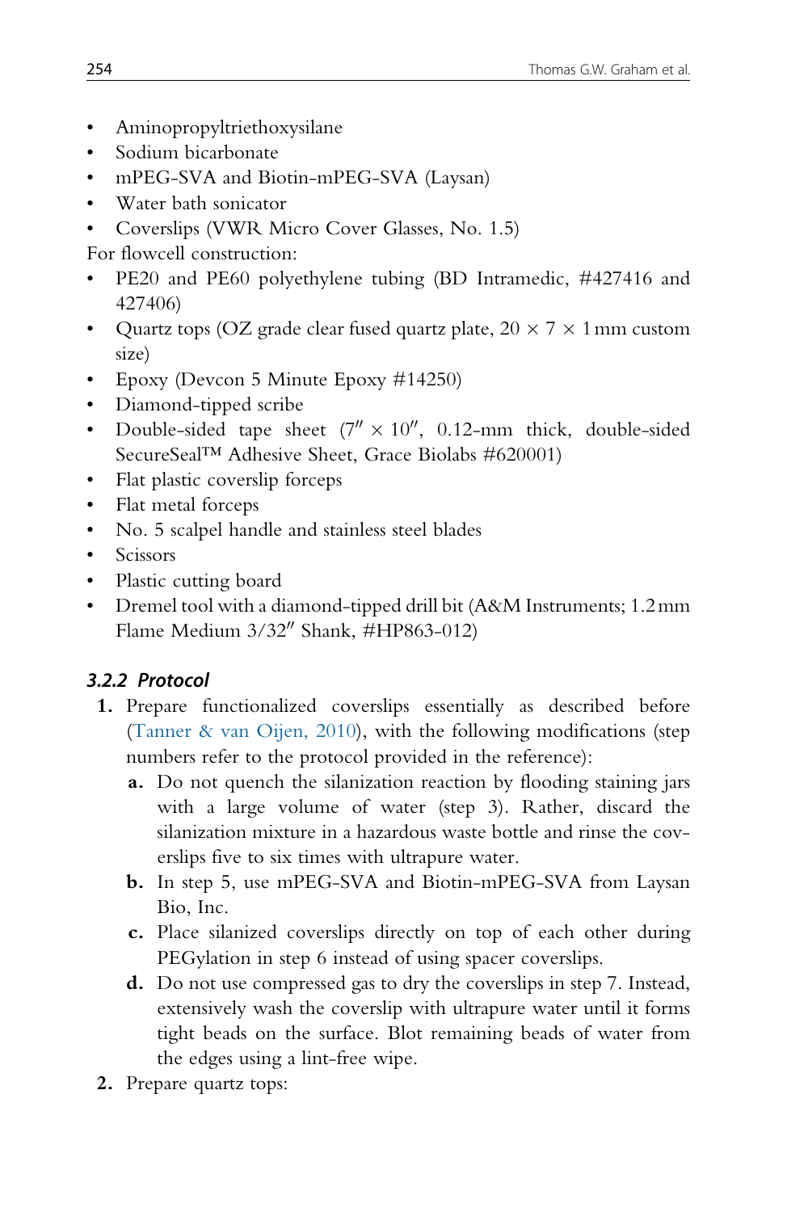- Aminopropyltriethoxysilane
- Sodium bicarbonate
- mPEG-SVA and Biotin-mPEG-SVA (Laysan)
- Water bath sonicator
- Coverslips (VWR Micro Cover Glasses, No. 1.5)

For flowcell construction:

- PE20 and PE60 polyethylene tubing (BD Intramedic, #427416 and 427406)
- Quartz tops (OZ grade clear fused quartz plate, $20 \times 7 \times 1$ mm custom size)
- Epoxy (Devcon 5 Minute Epoxy #14250)
- Diamond-tipped scribe
- Double-sided tape sheet (7″ × 10″, 0.12-mm thick, double-sided SecureSeal™ Adhesive Sheet, Grace Biolabs #620001)
- Flat plastic coverslip forceps
- Flat metal forceps
- No. 5 scalpel handle and stainless steel blades
- Scissors
- Plastic cutting board
- Dremel tool with a diamond-tipped drill bit (A&M Instruments; 1.2 mm Flame Medium 3/32″ Shank, #HP863-012)

### *3.2.2 Protocol*

1. Prepare functionalized coverslips essentially as described before (Tanner & van Oijen, 2010), with the following modifications (step numbers refer to the protocol provided in the reference):
   a. Do not quench the silanization reaction by flooding staining jars with a large volume of water (step 3). Rather, discard the silanization mixture in a hazardous waste bottle and rinse the coverslips five to six times with ultrapure water.
   b. In step 5, use mPEG-SVA and Biotin-mPEG-SVA from Laysan Bio, Inc.
   c. Place silanized coverslips directly on top of each other during PEGylation in step 6 instead of using spacer coverslips.
   d. Do not use compressed gas to dry the coverslips in step 7. Instead, extensively wash the coverslip with ultrapure water until it forms tight beads on the surface. Blot remaining beads of water from the edges using a lint-free wipe.
2. Prepare quartz tops: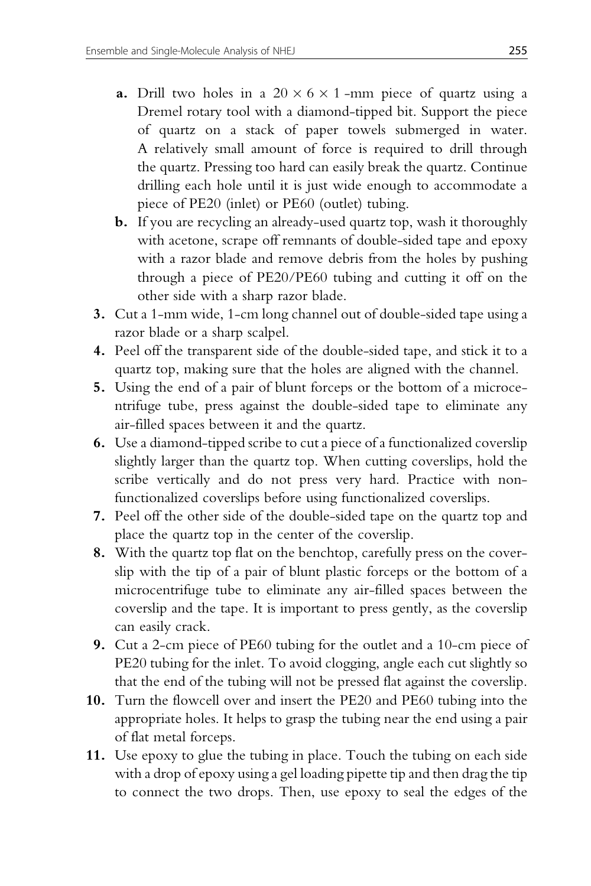- **a.** Drill two holes in a $20 \times 6 \times 1$ -mm piece of quartz using a Dremel rotary tool with a diamond-tipped bit. Support the piece of quartz on a stack of paper towels submerged in water. A relatively small amount of force is required to drill through the quartz. Pressing too hard can easily break the quartz. Continue drilling each hole until it is just wide enough to accommodate a piece of PE20 (inlet) or PE60 (outlet) tubing.
  - **b.** If you are recycling an already-used quartz top, wash it thoroughly with acetone, scrape off remnants of double-sided tape and epoxy with a razor blade and remove debris from the holes by pushing through a piece of PE20/PE60 tubing and cutting it off on the other side with a sharp razor blade.

**3.** Cut a 1-mm wide, 1-cm long channel out of double-sided tape using a razor blade or a sharp scalpel.

**4.** Peel off the transparent side of the double-sided tape, and stick it to a quartz top, making sure that the holes are aligned with the channel.

**5.** Using the end of a pair of blunt forceps or the bottom of a microcentrifuge tube, press against the double-sided tape to eliminate any air-filled spaces between it and the quartz.

**6.** Use a diamond-tipped scribe to cut a piece of a functionalized coverslip slightly larger than the quartz top. When cutting coverslips, hold the scribe vertically and do not press very hard. Practice with non-functionalized coverslips before using functionalized coverslips.

**7.** Peel off the other side of the double-sided tape on the quartz top and place the quartz top in the center of the coverslip.

**8.** With the quartz top flat on the benchtop, carefully press on the coverslip with the tip of a pair of blunt plastic forceps or the bottom of a microcentrifuge tube to eliminate any air-filled spaces between the coverslip and the tape. It is important to press gently, as the coverslip can easily crack.

**9.** Cut a 2-cm piece of PE60 tubing for the outlet and a 10-cm piece of PE20 tubing for the inlet. To avoid clogging, angle each cut slightly so that the end of the tubing will not be pressed flat against the coverslip.

**10.** Turn the flowcell over and insert the PE20 and PE60 tubing into the appropriate holes. It helps to grasp the tubing near the end using a pair of flat metal forceps.

**11.** Use epoxy to glue the tubing in place. Touch the tubing on each side with a drop of epoxy using a gel loading pipette tip and then drag the tip to connect the two drops. Then, use epoxy to seal the edges of the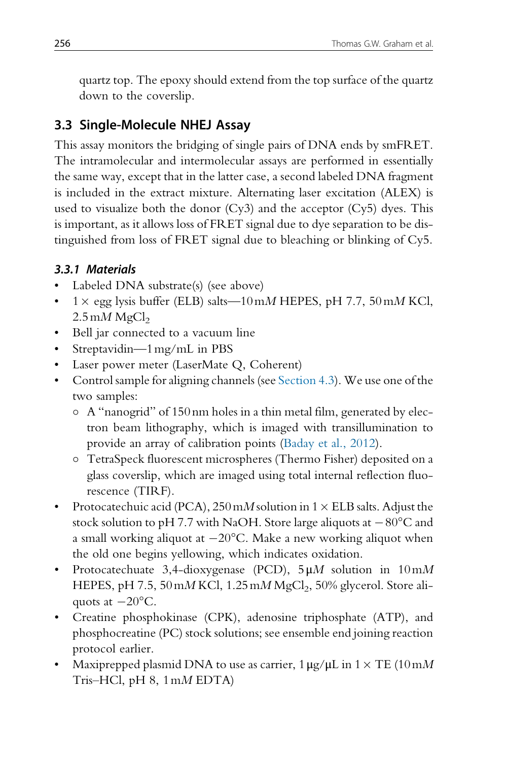quartz top. The epoxy should extend from the top surface of the quartz down to the coverslip.

## 3.3 Single-Molecule NHEJ Assay

This assay monitors the bridging of single pairs of DNA ends by smFRET. The intramolecular and intermolecular assays are performed in essentially the same way, except that in the latter case, a second labeled DNA fragment is included in the extract mixture. Alternating laser excitation (ALEX) is used to visualize both the donor (Cy3) and the acceptor (Cy5) dyes. This is important, as it allows loss of FRET signal due to dye separation to be distinguished from loss of FRET signal due to bleaching or blinking of Cy5.

### 3.3.1 Materials

- Labeled DNA substrate(s) (see above)
- $1\times$ egg lysis buffer (ELB) salts—10 m*M* HEPES, pH 7.7, 50 m*M* KCl, 2.5 m*M* $MgCl_2$
- Bell jar connected to a vacuum line
- Streptavidin—1 mg/mL in PBS
- Laser power meter (LaserMate Q, Coherent)
- Control sample for aligning channels (see Section 4.3). We use one of the two samples:
  - A "nanogrid" of 150 nm holes in a thin metal film, generated by electron beam lithography, which is imaged with transillumination to provide an array of calibration points (Baday et al., 2012).
  - TetraSpeck fluorescent microspheres (Thermo Fisher) deposited on a glass coverslip, which are imaged using total internal reflection fluorescence (TIRF).
- Protocatechuic acid (PCA), 250 m*M* solution in $1\times$ ELB salts. Adjust the stock solution to pH 7.7 with NaOH. Store large aliquots at $-80$°C and a small working aliquot at $-20$°C. Make a new working aliquot when the old one begins yellowing, which indicates oxidation.
- Protocatechuate 3,4-dioxygenase (PCD), 5 μ*M* solution in 10 m*M* HEPES, pH 7.5, 50 m*M* KCl, 1.25 m*M* $MgCl_2$, 50% glycerol. Store aliquots at $-20$°C.
- Creatine phosphokinase (CPK), adenosine triphosphate (ATP), and phosphocreatine (PC) stock solutions; see ensemble end joining reaction protocol earlier.
- Maxiprepped plasmid DNA to use as carrier, 1 μg/μL in $1\times$ TE (10 m*M* Tris–HCl, pH 8, 1 m*M* EDTA)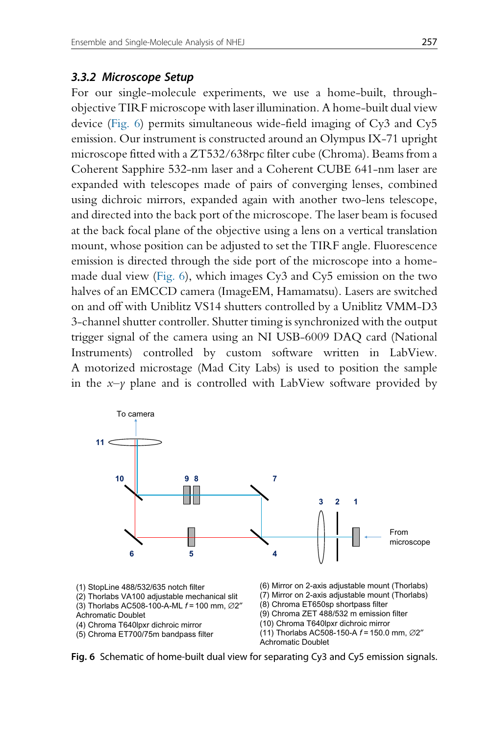### 3.3.2 Microscope Setup

For our single-molecule experiments, we use a home-built, through-objective TIRF microscope with laser illumination. A home-built dual view device (Fig. 6) permits simultaneous wide-field imaging of Cy3 and Cy5 emission. Our instrument is constructed around an Olympus IX-71 upright microscope fitted with a ZT532/638rpc filter cube (Chroma). Beams from a Coherent Sapphire 532-nm laser and a Coherent CUBE 641-nm laser are expanded with telescopes made of pairs of converging lenses, combined using dichroic mirrors, expanded again with another two-lens telescope, and directed into the back port of the microscope. The laser beam is focused at the back focal plane of the objective using a lens on a vertical translation mount, whose position can be adjusted to set the TIRF angle. Fluorescence emission is directed through the side port of the microscope into a home-made dual view (Fig. 6), which images Cy3 and Cy5 emission on the two halves of an EMCCD camera (ImageEM, Hamamatsu). Lasers are switched on and off with Uniblitz VS14 shutters controlled by a Uniblitz VMM-D3 3-channel shutter controller. Shutter timing is synchronized with the output trigger signal of the camera using an NI USB-6009 DAQ card (National Instruments) controlled by custom software written in LabView. A motorized microstage (Mad City Labs) is used to position the sample in the *x*–*y* plane and is controlled with LabView software provided by

To camera

11

10 9 8 7

3 2 1

From microscope

6 5 4

(1) StopLine 488/532/635 notch filter
(2) Thorlabs VA100 adjustable mechanical slit
(3) Thorlabs AC508-100-A-ML *f* = 100 mm, ∅2″ Achromatic Doublet
(4) Chroma T640lpxr dichroic mirror
(5) Chroma ET700/75m bandpass filter
(6) Mirror on 2-axis adjustable mount (Thorlabs)
(7) Mirror on 2-axis adjustable mount (Thorlabs)
(8) Chroma ET650sp shortpass filter
(9) Chroma ZET 488/532 m emission filter
(10) Chroma T640lpxr dichroic mirror
(11) Thorlabs AC508-150-A *f* = 150.0 mm, ∅2″ Achromatic Doublet

**Fig. 6** Schematic of home-built dual view for separating Cy3 and Cy5 emission signals.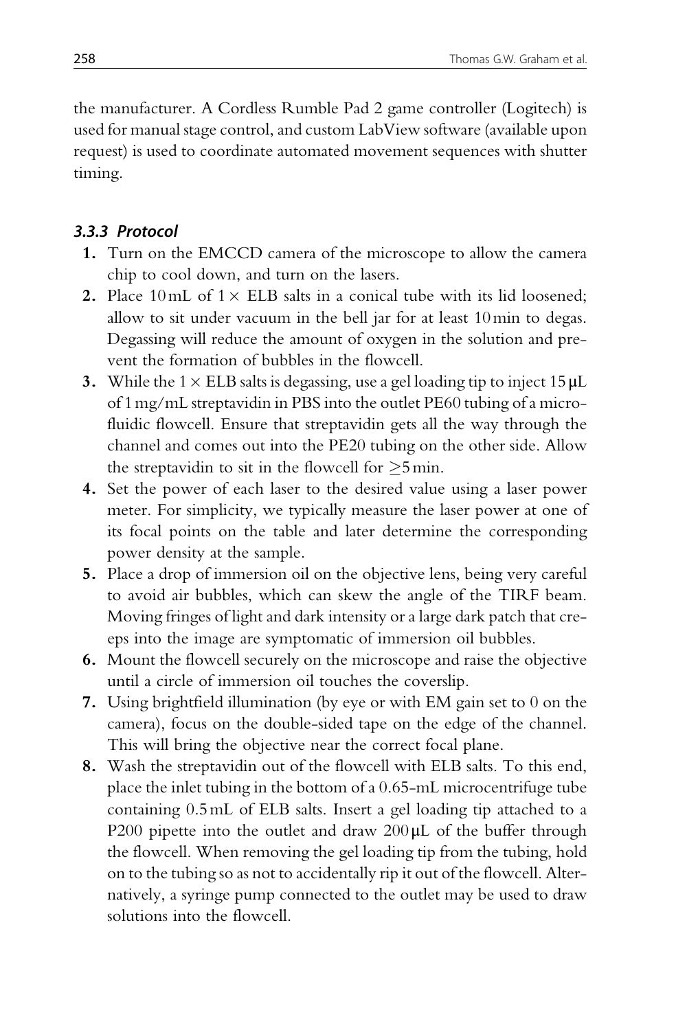the manufacturer. A Cordless Rumble Pad 2 game controller (Logitech) is used for manual stage control, and custom LabView software (available upon request) is used to coordinate automated movement sequences with shutter timing.

### *3.3.3 Protocol*

1. Turn on the EMCCD camera of the microscope to allow the camera chip to cool down, and turn on the lasers.
2. Place 10 mL of $1\times$ ELB salts in a conical tube with its lid loosened; allow to sit under vacuum in the bell jar for at least 10 min to degas. Degassing will reduce the amount of oxygen in the solution and prevent the formation of bubbles in the flowcell.
3. While the $1\times$ ELB salts is degassing, use a gel loading tip to inject 15 μL of 1 mg/mL streptavidin in PBS into the outlet PE60 tubing of a microfluidic flowcell. Ensure that streptavidin gets all the way through the channel and comes out into the PE20 tubing on the other side. Allow the streptavidin to sit in the flowcell for $\geq$5 min.
4. Set the power of each laser to the desired value using a laser power meter. For simplicity, we typically measure the laser power at one of its focal points on the table and later determine the corresponding power density at the sample.
5. Place a drop of immersion oil on the objective lens, being very careful to avoid air bubbles, which can skew the angle of the TIRF beam. Moving fringes of light and dark intensity or a large dark patch that creeps into the image are symptomatic of immersion oil bubbles.
6. Mount the flowcell securely on the microscope and raise the objective until a circle of immersion oil touches the coverslip.
7. Using brightfield illumination (by eye or with EM gain set to 0 on the camera), focus on the double-sided tape on the edge of the channel. This will bring the objective near the correct focal plane.
8. Wash the streptavidin out of the flowcell with ELB salts. To this end, place the inlet tubing in the bottom of a 0.65-mL microcentrifuge tube containing 0.5 mL of ELB salts. Insert a gel loading tip attached to a P200 pipette into the outlet and draw 200 μL of the buffer through the flowcell. When removing the gel loading tip from the tubing, hold on to the tubing so as not to accidentally rip it out of the flowcell. Alternatively, a syringe pump connected to the outlet may be used to draw solutions into the flowcell.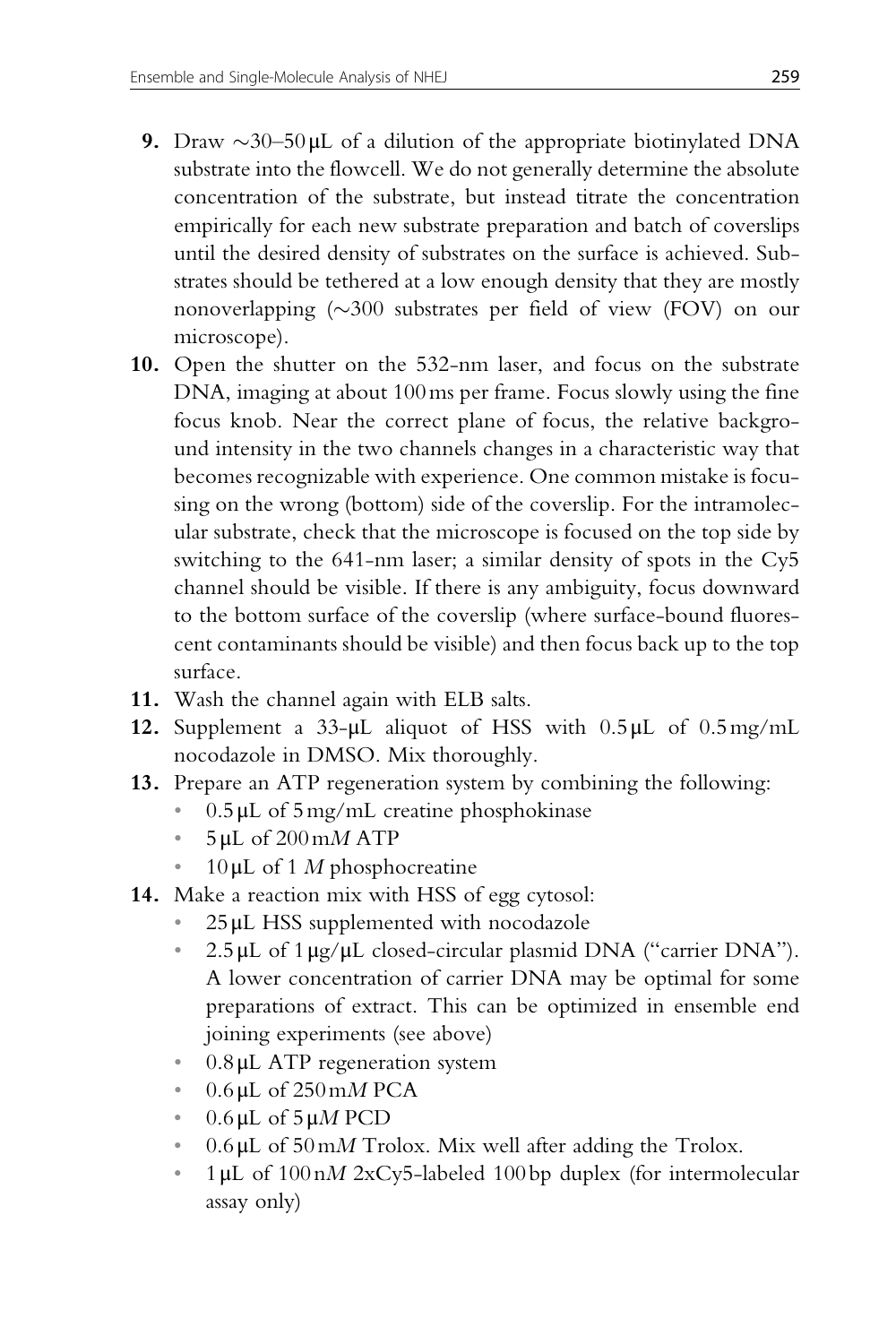9. Draw ~30–50 μL of a dilution of the appropriate biotinylated DNA substrate into the flowcell. We do not generally determine the absolute concentration of the substrate, but instead titrate the concentration empirically for each new substrate preparation and batch of coverslips until the desired density of substrates on the surface is achieved. Substrates should be tethered at a low enough density that they are mostly nonoverlapping (~300 substrates per field of view (FOV) on our microscope).
10. Open the shutter on the 532-nm laser, and focus on the substrate DNA, imaging at about 100 ms per frame. Focus slowly using the fine focus knob. Near the correct plane of focus, the relative background intensity in the two channels changes in a characteristic way that becomes recognizable with experience. One common mistake is focusing on the wrong (bottom) side of the coverslip. For the intramolecular substrate, check that the microscope is focused on the top side by switching to the 641-nm laser; a similar density of spots in the Cy5 channel should be visible. If there is any ambiguity, focus downward to the bottom surface of the coverslip (where surface-bound fluorescent contaminants should be visible) and then focus back up to the top surface.
11. Wash the channel again with ELB salts.
12. Supplement a 33-μL aliquot of HSS with 0.5 μL of 0.5 mg/mL nocodazole in DMSO. Mix thoroughly.
13. Prepare an ATP regeneration system by combining the following:
    - 0.5 μL of 5 mg/mL creatine phosphokinase
    - 5 μL of 200 m*M* ATP
    - 10 μL of 1 *M* phosphocreatine
14. Make a reaction mix with HSS of egg cytosol:
    - 25 μL HSS supplemented with nocodazole
    - 2.5 μL of 1 μg/μL closed-circular plasmid DNA ("carrier DNA"). A lower concentration of carrier DNA may be optimal for some preparations of extract. This can be optimized in ensemble end joining experiments (see above)
    - 0.8 μL ATP regeneration system
    - 0.6 μL of 250 m*M* PCA
    - 0.6 μL of 5 μ*M* PCD
    - 0.6 μL of 50 m*M* Trolox. Mix well after adding the Trolox.
    - 1 μL of 100 n*M* 2xCy5-labeled 100 bp duplex (for intermolecular assay only)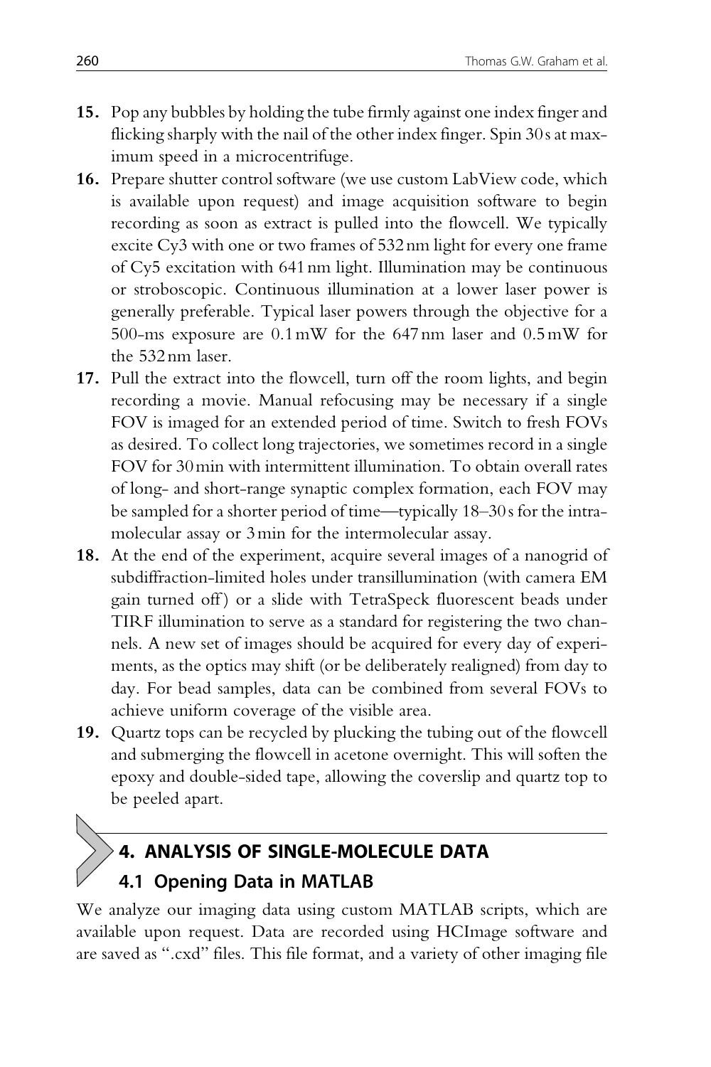15. Pop any bubbles by holding the tube firmly against one index finger and flicking sharply with the nail of the other index finger. Spin 30 s at maximum speed in a microcentrifuge.
16. Prepare shutter control software (we use custom LabView code, which is available upon request) and image acquisition software to begin recording as soon as extract is pulled into the flowcell. We typically excite Cy3 with one or two frames of 532 nm light for every one frame of Cy5 excitation with 641 nm light. Illumination may be continuous or stroboscopic. Continuous illumination at a lower laser power is generally preferable. Typical laser powers through the objective for a 500-ms exposure are 0.1 mW for the 647 nm laser and 0.5 mW for the 532 nm laser.
17. Pull the extract into the flowcell, turn off the room lights, and begin recording a movie. Manual refocusing may be necessary if a single FOV is imaged for an extended period of time. Switch to fresh FOVs as desired. To collect long trajectories, we sometimes record in a single FOV for 30 min with intermittent illumination. To obtain overall rates of long- and short-range synaptic complex formation, each FOV may be sampled for a shorter period of time—typically 18–30 s for the intramolecular assay or 3 min for the intermolecular assay.
18. At the end of the experiment, acquire several images of a nanogrid of subdiffraction-limited holes under transillumination (with camera EM gain turned off) or a slide with TetraSpeck fluorescent beads under TIRF illumination to serve as a standard for registering the two channels. A new set of images should be acquired for every day of experiments, as the optics may shift (or be deliberately realigned) from day to day. For bead samples, data can be combined from several FOVs to achieve uniform coverage of the visible area.
19. Quartz tops can be recycled by plucking the tubing out of the flowcell and submerging the flowcell in acetone overnight. This will soften the epoxy and double-sided tape, allowing the coverslip and quartz top to be peeled apart.

## 4. ANALYSIS OF SINGLE-MOLECULE DATA

### 4.1 Opening Data in MATLAB

We analyze our imaging data using custom MATLAB scripts, which are available upon request. Data are recorded using HCImage software and are saved as ".cxd" files. This file format, and a variety of other imaging file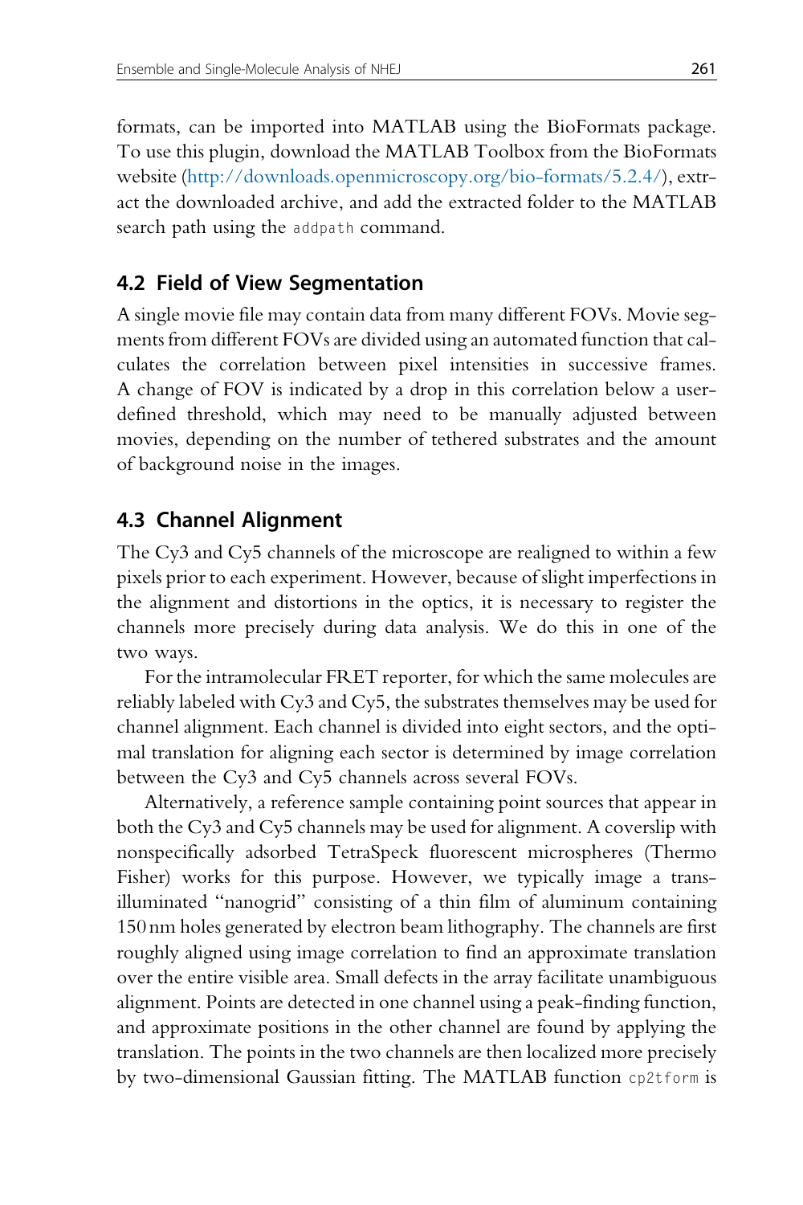formats, can be imported into MATLAB using the BioFormats package. To use this plugin, download the MATLAB Toolbox from the BioFormats website (http://downloads.openmicroscopy.org/bio-formats/5.2.4/), extract the downloaded archive, and add the extracted folder to the MATLAB search path using the `addpath` command.

## 4.2 Field of View Segmentation

A single movie file may contain data from many different FOVs. Movie segments from different FOVs are divided using an automated function that calculates the correlation between pixel intensities in successive frames. A change of FOV is indicated by a drop in this correlation below a user-defined threshold, which may need to be manually adjusted between movies, depending on the number of tethered substrates and the amount of background noise in the images.

## 4.3 Channel Alignment

The Cy3 and Cy5 channels of the microscope are realigned to within a few pixels prior to each experiment. However, because of slight imperfections in the alignment and distortions in the optics, it is necessary to register the channels more precisely during data analysis. We do this in one of the two ways.

For the intramolecular FRET reporter, for which the same molecules are reliably labeled with Cy3 and Cy5, the substrates themselves may be used for channel alignment. Each channel is divided into eight sectors, and the optimal translation for aligning each sector is determined by image correlation between the Cy3 and Cy5 channels across several FOVs.

Alternatively, a reference sample containing point sources that appear in both the Cy3 and Cy5 channels may be used for alignment. A coverslip with nonspecifically adsorbed TetraSpeck fluorescent microspheres (Thermo Fisher) works for this purpose. However, we typically image a trans-illuminated "nanogrid" consisting of a thin film of aluminum containing 150 nm holes generated by electron beam lithography. The channels are first roughly aligned using image correlation to find an approximate translation over the entire visible area. Small defects in the array facilitate unambiguous alignment. Points are detected in one channel using a peak-finding function, and approximate positions in the other channel are found by applying the translation. The points in the two channels are then localized more precisely by two-dimensional Gaussian fitting. The MATLAB function `cp2tform` is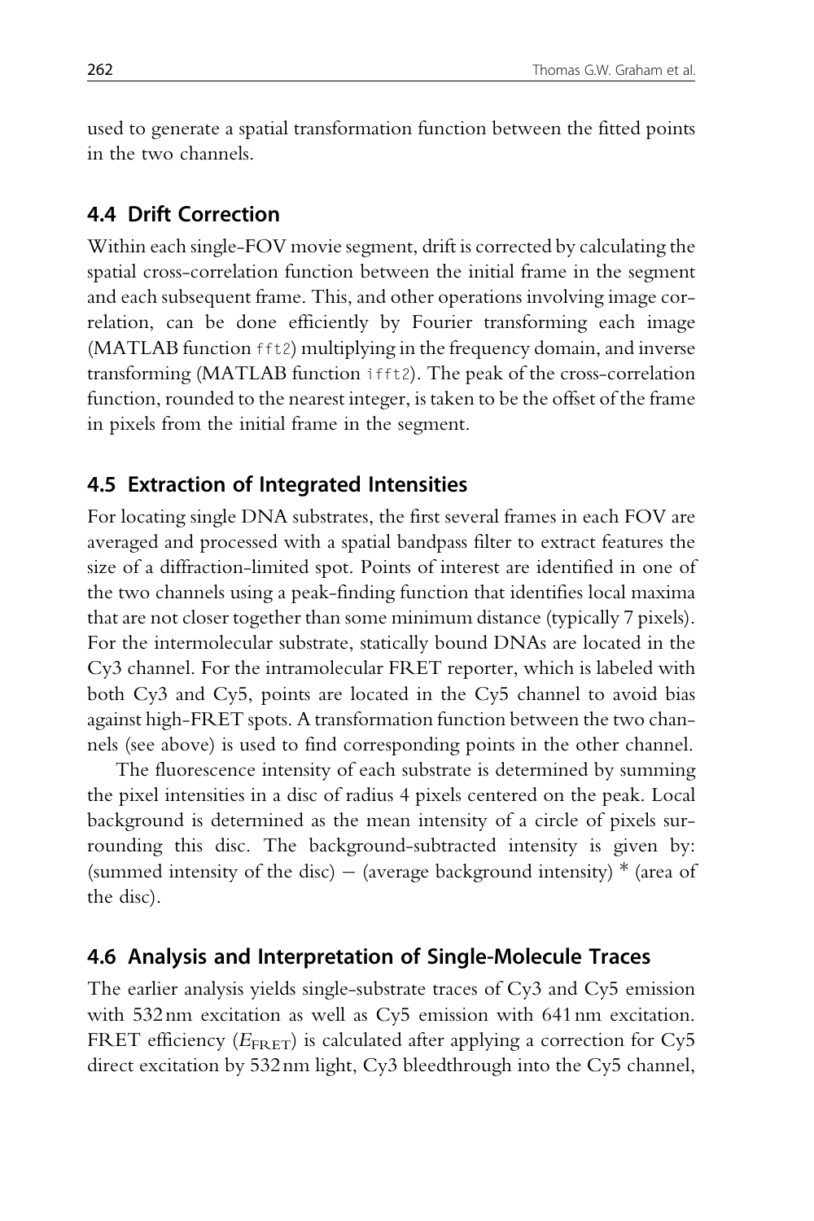used to generate a spatial transformation function between the fitted points in the two channels.

## 4.4 Drift Correction

Within each single-FOV movie segment, drift is corrected by calculating the spatial cross-correlation function between the initial frame in the segment and each subsequent frame. This, and other operations involving image correlation, can be done efficiently by Fourier transforming each image (MATLAB function `fft2`) multiplying in the frequency domain, and inverse transforming (MATLAB function `ifft2`). The peak of the cross-correlation function, rounded to the nearest integer, is taken to be the offset of the frame in pixels from the initial frame in the segment.

## 4.5 Extraction of Integrated Intensities

For locating single DNA substrates, the first several frames in each FOV are averaged and processed with a spatial bandpass filter to extract features the size of a diffraction-limited spot. Points of interest are identified in one of the two channels using a peak-finding function that identifies local maxima that are not closer together than some minimum distance (typically 7 pixels). For the intermolecular substrate, statically bound DNAs are located in the Cy3 channel. For the intramolecular FRET reporter, which is labeled with both Cy3 and Cy5, points are located in the Cy5 channel to avoid bias against high-FRET spots. A transformation function between the two channels (see above) is used to find corresponding points in the other channel.

The fluorescence intensity of each substrate is determined by summing the pixel intensities in a disc of radius 4 pixels centered on the peak. Local background is determined as the mean intensity of a circle of pixels surrounding this disc. The background-subtracted intensity is given by: (summed intensity of the disc) − (average background intensity) * (area of the disc).

## 4.6 Analysis and Interpretation of Single-Molecule Traces

The earlier analysis yields single-substrate traces of Cy3 and Cy5 emission with 532 nm excitation as well as Cy5 emission with 641 nm excitation. FRET efficiency ($E_{FRET}$) is calculated after applying a correction for Cy5 direct excitation by 532 nm light, Cy3 bleedthrough into the Cy5 channel,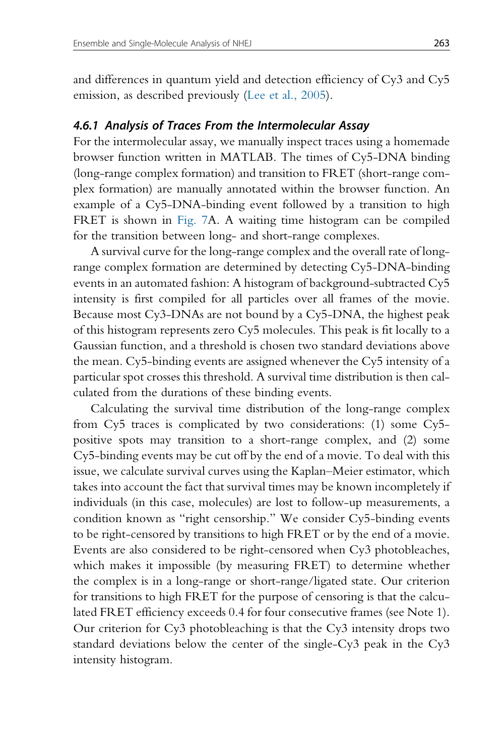and differences in quantum yield and detection efficiency of Cy3 and Cy5 emission, as described previously (Lee et al., 2005).

### 4.6.1 Analysis of Traces From the Intermolecular Assay

For the intermolecular assay, we manually inspect traces using a homemade browser function written in MATLAB. The times of Cy5-DNA binding (long-range complex formation) and transition to FRET (short-range complex formation) are manually annotated within the browser function. An example of a Cy5-DNA-binding event followed by a transition to high FRET is shown in Fig. 7A. A waiting time histogram can be compiled for the transition between long- and short-range complexes.

A survival curve for the long-range complex and the overall rate of long-range complex formation are determined by detecting Cy5-DNA-binding events in an automated fashion: A histogram of background-subtracted Cy5 intensity is first compiled for all particles over all frames of the movie. Because most Cy3-DNAs are not bound by a Cy5-DNA, the highest peak of this histogram represents zero Cy5 molecules. This peak is fit locally to a Gaussian function, and a threshold is chosen two standard deviations above the mean. Cy5-binding events are assigned whenever the Cy5 intensity of a particular spot crosses this threshold. A survival time distribution is then calculated from the durations of these binding events.

Calculating the survival time distribution of the long-range complex from Cy5 traces is complicated by two considerations: (1) some Cy5-positive spots may transition to a short-range complex, and (2) some Cy5-binding events may be cut off by the end of a movie. To deal with this issue, we calculate survival curves using the Kaplan–Meier estimator, which takes into account the fact that survival times may be known incompletely if individuals (in this case, molecules) are lost to follow-up measurements, a condition known as "right censorship." We consider Cy5-binding events to be right-censored by transitions to high FRET or by the end of a movie. Events are also considered to be right-censored when Cy3 photobleaches, which makes it impossible (by measuring FRET) to determine whether the complex is in a long-range or short-range/ligated state. Our criterion for transitions to high FRET for the purpose of censoring is that the calculated FRET efficiency exceeds 0.4 for four consecutive frames (see Note 1). Our criterion for Cy3 photobleaching is that the Cy3 intensity drops two standard deviations below the center of the single-Cy3 peak in the Cy3 intensity histogram.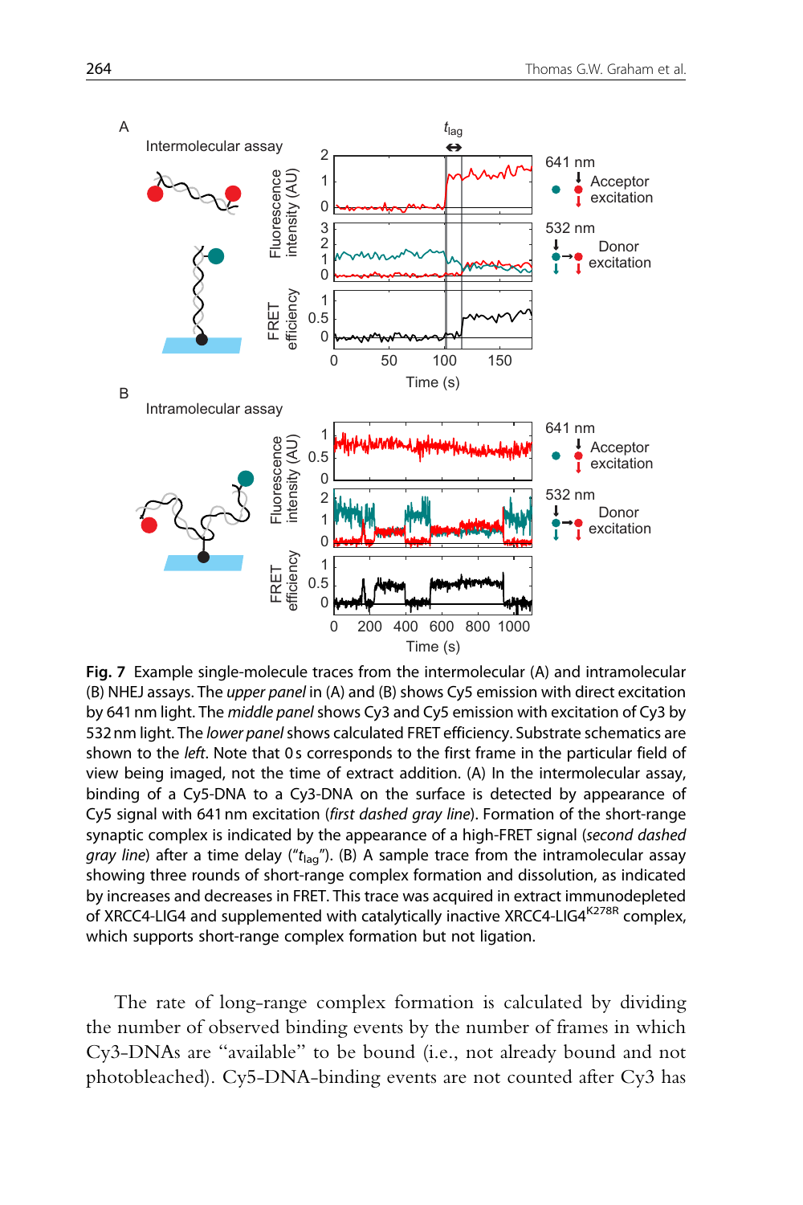**Fig. 7** Example single-molecule traces from the intermolecular (A) and intramolecular (B) NHEJ assays. The *upper panel* in (A) and (B) shows Cy5 emission with direct excitation by 641 nm light. The *middle panel* shows Cy3 and Cy5 emission with excitation of Cy3 by 532 nm light. The *lower panel* shows calculated FRET efficiency. Substrate schematics are shown to the *left*. Note that 0 s corresponds to the first frame in the particular field of view being imaged, not the time of extract addition. (A) In the intermolecular assay, binding of a Cy5-DNA to a Cy3-DNA on the surface is detected by appearance of Cy5 signal with 641 nm excitation (*first dashed gray line*). Formation of the short-range synaptic complex is indicated by the appearance of a high-FRET signal (*second dashed gray line*) after a time delay ("$t_{lag}$"). (B) A sample trace from the intramolecular assay showing three rounds of short-range complex formation and dissolution, as indicated by increases and decreases in FRET. This trace was acquired in extract immunodepleted of XRCC4-LIG4 and supplemented with catalytically inactive XRCC4-LIG4$^{K278R}$ complex, which supports short-range complex formation but not ligation.

The rate of long-range complex formation is calculated by dividing the number of observed binding events by the number of frames in which Cy3-DNAs are "available" to be bound (i.e., not already bound and not photobleached). Cy5-DNA-binding events are not counted after Cy3 has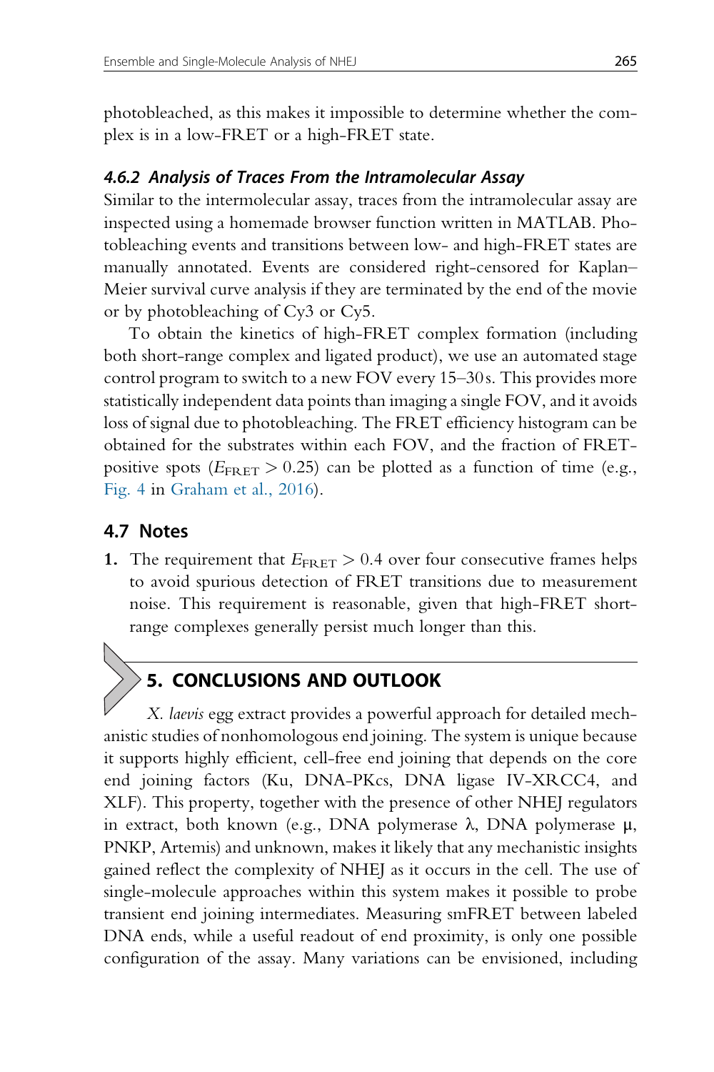photobleached, as this makes it impossible to determine whether the complex is in a low-FRET or a high-FRET state.

#### *4.6.2 Analysis of Traces From the Intramolecular Assay*

Similar to the intermolecular assay, traces from the intramolecular assay are inspected using a homemade browser function written in MATLAB. Photobleaching events and transitions between low- and high-FRET states are manually annotated. Events are considered right-censored for Kaplan–Meier survival curve analysis if they are terminated by the end of the movie or by photobleaching of Cy3 or Cy5.

To obtain the kinetics of high-FRET complex formation (including both short-range complex and ligated product), we use an automated stage control program to switch to a new FOV every 15–30 s. This provides more statistically independent data points than imaging a single FOV, and it avoids loss of signal due to photobleaching. The FRET efficiency histogram can be obtained for the substrates within each FOV, and the fraction of FRET-positive spots ($E_{\mathrm{FRET}} > 0.25$) can be plotted as a function of time (e.g., Fig. 4 in Graham et al., 2016).

### 4.7 Notes

1. The requirement that $E_{\mathrm{FRET}} > 0.4$ over four consecutive frames helps to avoid spurious detection of FRET transitions due to measurement noise. This requirement is reasonable, given that high-FRET short-range complexes generally persist much longer than this.

## 5. CONCLUSIONS AND OUTLOOK

*X. laevis* egg extract provides a powerful approach for detailed mechanistic studies of nonhomologous end joining. The system is unique because it supports highly efficient, cell-free end joining that depends on the core end joining factors (Ku, DNA-PKcs, DNA ligase IV-XRCC4, and XLF). This property, together with the presence of other NHEJ regulators in extract, both known (e.g., DNA polymerase λ, DNA polymerase μ, PNKP, Artemis) and unknown, makes it likely that any mechanistic insights gained reflect the complexity of NHEJ as it occurs in the cell. The use of single-molecule approaches within this system makes it possible to probe transient end joining intermediates. Measuring smFRET between labeled DNA ends, while a useful readout of end proximity, is only one possible configuration of the assay. Many variations can be envisioned, including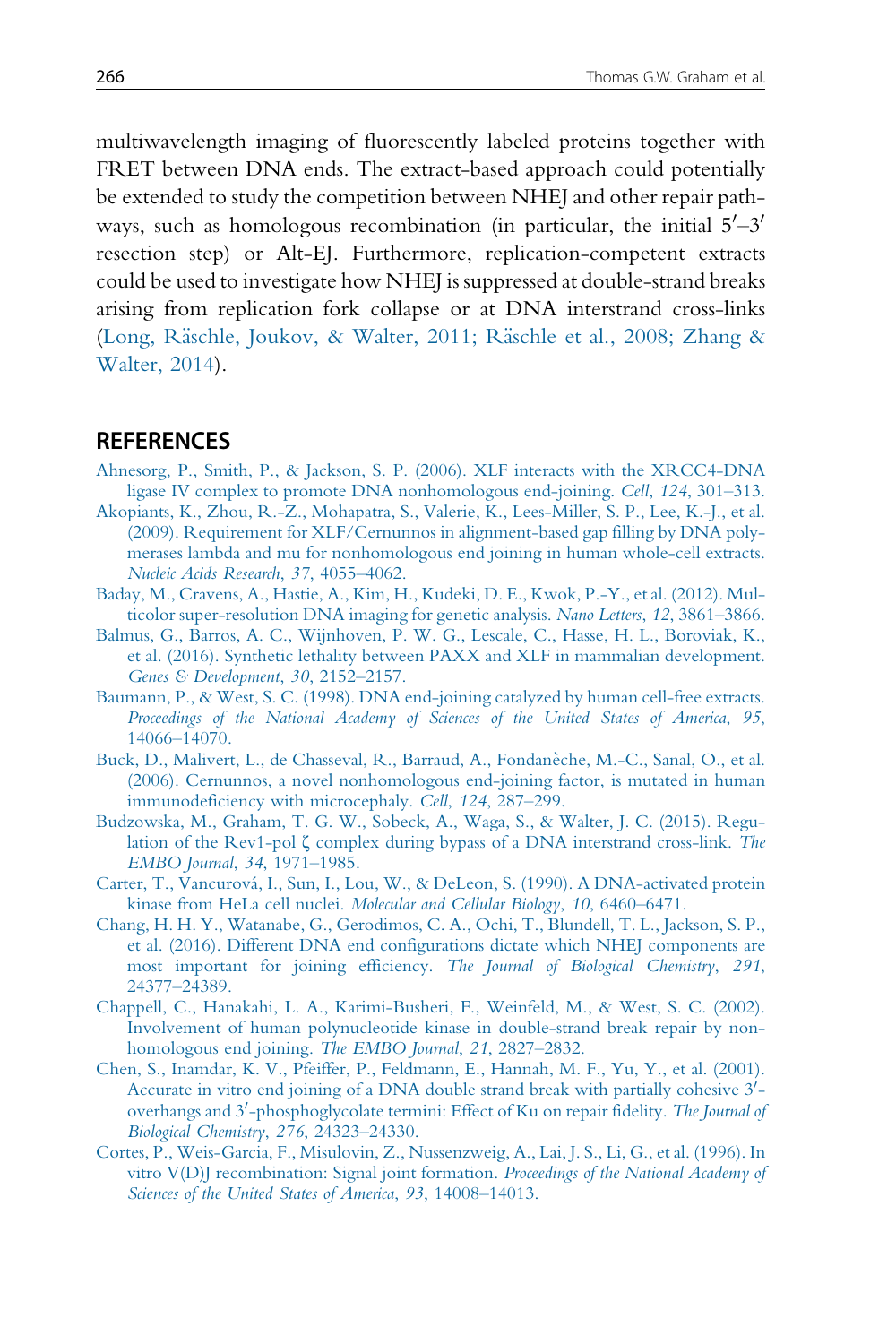multiwavelength imaging of fluorescently labeled proteins together with FRET between DNA ends. The extract-based approach could potentially be extended to study the competition between NHEJ and other repair pathways, such as homologous recombination (in particular, the initial 5′–3′ resection step) or Alt-EJ. Furthermore, replication-competent extracts could be used to investigate how NHEJ is suppressed at double-strand breaks arising from replication fork collapse or at DNA interstrand cross-links (Long, Răschle, Joukov, & Walter, 2011; Răschle et al., 2008; Zhang & Walter, 2014).

## REFERENCES

Ahnesorg, P., Smith, P., & Jackson, S. P. (2006). XLF interacts with the XRCC4-DNA ligase IV complex to promote DNA nonhomologous end-joining. *Cell*, *124*, 301–313.

Akopiants, K., Zhou, R.-Z., Mohapatra, S., Valerie, K., Lees-Miller, S. P., Lee, K.-J., et al. (2009). Requirement for XLF/Cernunnos in alignment-based gap filling by DNA polymerases lambda and mu for nonhomologous end joining in human whole-cell extracts. *Nucleic Acids Research*, *37*, 4055–4062.

Baday, M., Cravens, A., Hastie, A., Kim, H., Kudeki, D. E., Kwok, P.-Y., et al. (2012). Multicolor super-resolution DNA imaging for genetic analysis. *Nano Letters*, *12*, 3861–3866.

Balmus, G., Barros, A. C., Wijnhoven, P. W. G., Lescale, C., Hasse, H. L., Boroviak, K., et al. (2016). Synthetic lethality between PAXX and XLF in mammalian development. *Genes & Development*, *30*, 2152–2157.

Baumann, P., & West, S. C. (1998). DNA end-joining catalyzed by human cell-free extracts. *Proceedings of the National Academy of Sciences of the United States of America*, *95*, 14066–14070.

Buck, D., Malivert, L., de Chasseval, R., Barraud, A., Fondanèche, M.-C., Sanal, O., et al. (2006). Cernunnos, a novel nonhomologous end-joining factor, is mutated in human immunodeficiency with microcephaly. *Cell*, *124*, 287–299.

Budzowska, M., Graham, T. G. W., Sobeck, A., Waga, S., & Walter, J. C. (2015). Regulation of the Rev1-pol ζ complex during bypass of a DNA interstrand cross-link. *The EMBO Journal*, *34*, 1971–1985.

Carter, T., Vancurová, I., Sun, I., Lou, W., & DeLeon, S. (1990). A DNA-activated protein kinase from HeLa cell nuclei. *Molecular and Cellular Biology*, *10*, 6460–6471.

Chang, H. H. Y., Watanabe, G., Gerodimos, C. A., Ochi, T., Blundell, T. L., Jackson, S. P., et al. (2016). Different DNA end configurations dictate which NHEJ components are most important for joining efficiency. *The Journal of Biological Chemistry*, *291*, 24377–24389.

Chappell, C., Hanakahi, L. A., Karimi-Busheri, F., Weinfeld, M., & West, S. C. (2002). Involvement of human polynucleotide kinase in double-strand break repair by non-homologous end joining. *The EMBO Journal*, *21*, 2827–2832.

Chen, S., Inamdar, K. V., Pfeiffer, P., Feldmann, E., Hannah, M. F., Yu, Y., et al. (2001). Accurate in vitro end joining of a DNA double strand break with partially cohesive 3′-overhangs and 3′-phosphoglycolate termini: Effect of Ku on repair fidelity. *The Journal of Biological Chemistry*, *276*, 24323–24330.

Cortes, P., Weis-Garcia, F., Misulovin, Z., Nussenzweig, A., Lai, J. S., Li, G., et al. (1996). In vitro V(D)J recombination: Signal joint formation. *Proceedings of the National Academy of Sciences of the United States of America*, *93*, 14008–14013.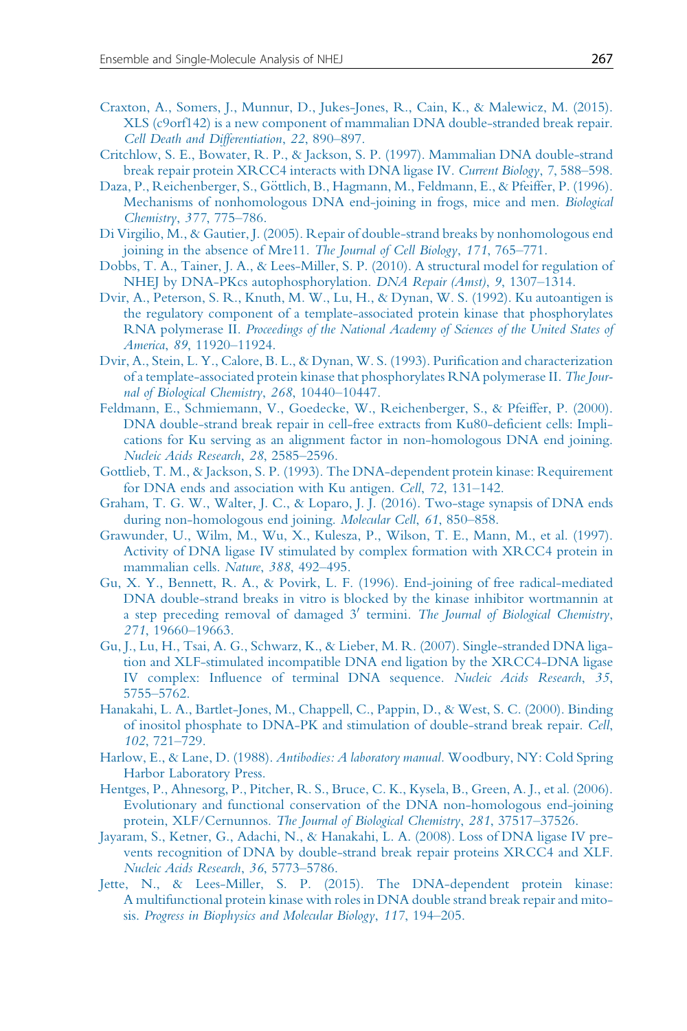Craxton, A., Somers, J., Munnur, D., Jukes-Jones, R., Cain, K., & Malewicz, M. (2015). XLS (c9orf142) is a new component of mammalian DNA double-stranded break repair. *Cell Death and Differentiation*, *22*, 890–897.

Critchlow, S. E., Bowater, R. P., & Jackson, S. P. (1997). Mammalian DNA double-strand break repair protein XRCC4 interacts with DNA ligase IV. *Current Biology*, *7*, 588–598.

Daza, P., Reichenberger, S., Göttlich, B., Hagmann, M., Feldmann, E., & Pfeiffer, P. (1996). Mechanisms of nonhomologous DNA end-joining in frogs, mice and men. *Biological Chemistry*, *377*, 775–786.

Di Virgilio, M., & Gautier, J. (2005). Repair of double-strand breaks by nonhomologous end joining in the absence of Mre11. *The Journal of Cell Biology*, *171*, 765–771.

Dobbs, T. A., Tainer, J. A., & Lees-Miller, S. P. (2010). A structural model for regulation of NHEJ by DNA-PKcs autophosphorylation. *DNA Repair (Amst)*, *9*, 1307–1314.

Dvir, A., Peterson, S. R., Knuth, M. W., Lu, H., & Dynan, W. S. (1992). Ku autoantigen is the regulatory component of a template-associated protein kinase that phosphorylates RNA polymerase II. *Proceedings of the National Academy of Sciences of the United States of America*, *89*, 11920–11924.

Dvir, A., Stein, L. Y., Calore, B. L., & Dynan, W. S. (1993). Purification and characterization of a template-associated protein kinase that phosphorylates RNA polymerase II. *The Journal of Biological Chemistry*, *268*, 10440–10447.

Feldmann, E., Schmiemann, V., Goedecke, W., Reichenberger, S., & Pfeiffer, P. (2000). DNA double-strand break repair in cell-free extracts from Ku80-deficient cells: Implications for Ku serving as an alignment factor in non-homologous DNA end joining. *Nucleic Acids Research*, *28*, 2585–2596.

Gottlieb, T. M., & Jackson, S. P. (1993). The DNA-dependent protein kinase: Requirement for DNA ends and association with Ku antigen. *Cell*, *72*, 131–142.

Graham, T. G. W., Walter, J. C., & Loparo, J. J. (2016). Two-stage synapsis of DNA ends during non-homologous end joining. *Molecular Cell*, *61*, 850–858.

Grawunder, U., Wilm, M., Wu, X., Kulesza, P., Wilson, T. E., Mann, M., et al. (1997). Activity of DNA ligase IV stimulated by complex formation with XRCC4 protein in mammalian cells. *Nature*, *388*, 492–495.

Gu, X. Y., Bennett, R. A., & Povirk, L. F. (1996). End-joining of free radical-mediated DNA double-strand breaks in vitro is blocked by the kinase inhibitor wortmannin at a step preceding removal of damaged 3′ termini. *The Journal of Biological Chemistry*, *271*, 19660–19663.

Gu, J., Lu, H., Tsai, A. G., Schwarz, K., & Lieber, M. R. (2007). Single-stranded DNA ligation and XLF-stimulated incompatible DNA end ligation by the XRCC4-DNA ligase IV complex: Influence of terminal DNA sequence. *Nucleic Acids Research*, *35*, 5755–5762.

Hanakahi, L. A., Bartlet-Jones, M., Chappell, C., Pappin, D., & West, S. C. (2000). Binding of inositol phosphate to DNA-PK and stimulation of double-strand break repair. *Cell*, *102*, 721–729.

Harlow, E., & Lane, D. (1988). *Antibodies: A laboratory manual*. Woodbury, NY: Cold Spring Harbor Laboratory Press.

Hentges, P., Ahnesorg, P., Pitcher, R. S., Bruce, C. K., Kysela, B., Green, A. J., et al. (2006). Evolutionary and functional conservation of the DNA non-homologous end-joining protein, XLF/Cernunnos. *The Journal of Biological Chemistry*, *281*, 37517–37526.

Jayaram, S., Ketner, G., Adachi, N., & Hanakahi, L. A. (2008). Loss of DNA ligase IV prevents recognition of DNA by double-strand break repair proteins XRCC4 and XLF. *Nucleic Acids Research*, *36*, 5773–5786.

Jette, N., & Lees-Miller, S. P. (2015). The DNA-dependent protein kinase: A multifunctional protein kinase with roles in DNA double strand break repair and mitosis. *Progress in Biophysics and Molecular Biology*, *117*, 194–205.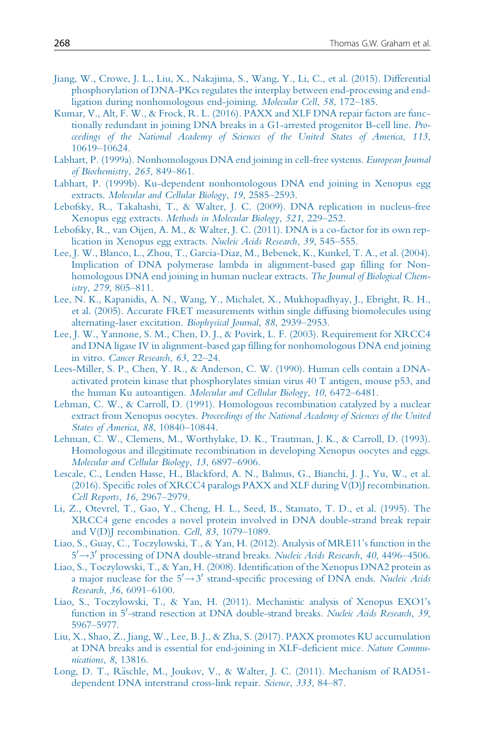Jiang, W., Crowe, J. L., Liu, X., Nakajima, S., Wang, Y., Li, C., et al. (2015). Differential phosphorylation of DNA-PKcs regulates the interplay between end-processing and end-ligation during nonhomologous end-joining. *Molecular Cell*, *58*, 172–185.

Kumar, V., Alt, F. W., & Frock, R. L. (2016). PAXX and XLF DNA repair factors are functionally redundant in joining DNA breaks in a G1-arrested progenitor B-cell line. *Proceedings of the National Academy of Sciences of the United States of America*, *113*, 10619–10624.

Labhart, P. (1999a). Nonhomologous DNA end joining in cell-free systems. *European Journal of Biochemistry*, *265*, 849–861.

Labhart, P. (1999b). Ku-dependent nonhomologous DNA end joining in Xenopus egg extracts. *Molecular and Cellular Biology*, *19*, 2585–2593.

Lebofsky, R., Takahashi, T., & Walter, J. C. (2009). DNA replication in nucleus-free Xenopus egg extracts. *Methods in Molecular Biology*, *521*, 229–252.

Lebofsky, R., van Oijen, A. M., & Walter, J. C. (2011). DNA is a co-factor for its own replication in Xenopus egg extracts. *Nucleic Acids Research*, *39*, 545–555.

Lee, J. W., Blanco, L., Zhou, T., Garcia-Diaz, M., Bebenek, K., Kunkel, T. A., et al. (2004). Implication of DNA polymerase lambda in alignment-based gap filling for Nonhomologous DNA end joining in human nuclear extracts. *The Journal of Biological Chemistry*, *279*, 805–811.

Lee, N. K., Kapanidis, A. N., Wang, Y., Michalet, X., Mukhopadhyay, J., Ebright, R. H., et al. (2005). Accurate FRET measurements within single diffusing biomolecules using alternating-laser excitation. *Biophysical Journal*, *88*, 2939–2953.

Lee, J. W., Yannone, S. M., Chen, D. J., & Povirk, L. F. (2003). Requirement for XRCC4 and DNA ligase IV in alignment-based gap filling for nonhomologous DNA end joining in vitro. *Cancer Research*, *63*, 22–24.

Lees-Miller, S. P., Chen, Y. R., & Anderson, C. W. (1990). Human cells contain a DNA-activated protein kinase that phosphorylates simian virus 40 T antigen, mouse p53, and the human Ku autoantigen. *Molecular and Cellular Biology*, *10*, 6472–6481.

Lehman, C. W., & Carroll, D. (1991). Homologous recombination catalyzed by a nuclear extract from Xenopus oocytes. *Proceedings of the National Academy of Sciences of the United States of America*, *88*, 10840–10844.

Lehman, C. W., Clemens, M., Worthylake, D. K., Trautman, J. K., & Carroll, D. (1993). Homologous and illegitimate recombination in developing Xenopus oocytes and eggs. *Molecular and Cellular Biology*, *13*, 6897–6906.

Lescale, C., Lenden Hasse, H., Blackford, A. N., Balmus, G., Bianchi, J. J., Yu, W., et al. (2016). Specific roles of XRCC4 paralogs PAXX and XLF during V(D)J recombination. *Cell Reports*, *16*, 2967–2979.

Li, Z., Otevrel, T., Gao, Y., Cheng, H. L., Seed, B., Stamato, T. D., et al. (1995). The XRCC4 gene encodes a novel protein involved in DNA double-strand break repair and V(D)J recombination. *Cell*, *83*, 1079–1089.

Liao, S., Guay, C., Toczylowski, T., & Yan, H. (2012). Analysis of MRE11's function in the $5' \rightarrow 3'$ processing of DNA double-strand breaks. *Nucleic Acids Research*, *40*, 4496–4506.

Liao, S., Toczylowski, T., & Yan, H. (2008). Identification of the Xenopus DNA2 protein as a major nuclease for the $5' \rightarrow 3'$ strand-specific processing of DNA ends. *Nucleic Acids Research*, *36*, 6091–6100.

Liao, S., Toczylowski, T., & Yan, H. (2011). Mechanistic analysis of Xenopus EXO1's function in $5'$-strand resection at DNA double-strand breaks. *Nucleic Acids Research*, *39*, 5967–5977.

Liu, X., Shao, Z., Jiang, W., Lee, B. J., & Zha, S. (2017). PAXX promotes KU accumulation at DNA breaks and is essential for end-joining in XLF-deficient mice. *Nature Communications*, *8*, 13816.

Long, D. T., Räschle, M., Joukov, V., & Walter, J. C. (2011). Mechanism of RAD51-dependent DNA interstrand cross-link repair. *Science*, *333*, 84–87.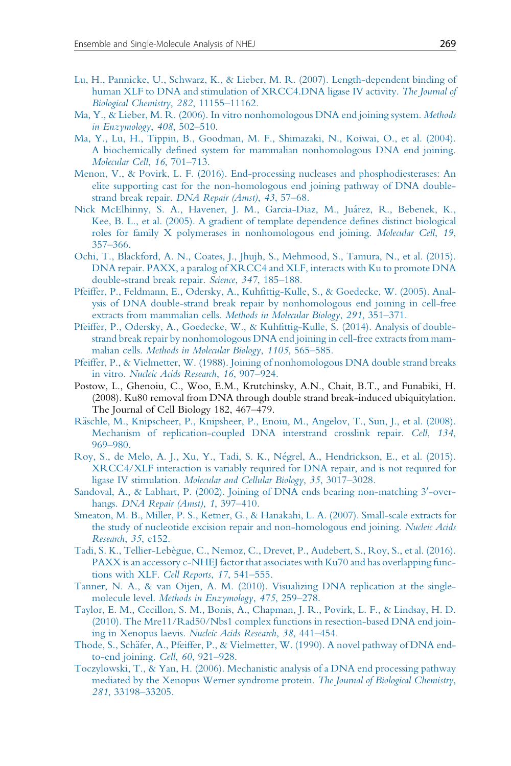Lu, H., Pannicke, U., Schwarz, K., & Lieber, M. R. (2007). Length-dependent binding of human XLF to DNA and stimulation of XRCC4.DNA ligase IV activity. *The Journal of Biological Chemistry*, *282*, 11155–11162.

Ma, Y., & Lieber, M. R. (2006). In vitro nonhomologous DNA end joining system. *Methods in Enzymology*, *408*, 502–510.

Ma, Y., Lu, H., Tippin, B., Goodman, M. F., Shimazaki, N., Koiwai, O., et al. (2004). A biochemically defined system for mammalian nonhomologous DNA end joining. *Molecular Cell*, *16*, 701–713.

Menon, V., & Povirk, L. F. (2016). End-processing nucleases and phosphodiesterases: An elite supporting cast for the non-homologous end joining pathway of DNA double-strand break repair. *DNA Repair (Amst)*, *43*, 57–68.

Nick McElhinny, S. A., Havener, J. M., Garcia-Diaz, M., Juárez, R., Bebenek, K., Kee, B. L., et al. (2005). A gradient of template dependence defines distinct biological roles for family X polymerases in nonhomologous end joining. *Molecular Cell*, *19*, 357–366.

Ochi, T., Blackford, A. N., Coates, J., Jhujh, S., Mehmood, S., Tamura, N., et al. (2015). DNA repair. PAXX, a paralog of XRCC4 and XLF, interacts with Ku to promote DNA double-strand break repair. *Science*, *347*, 185–188.

Pfeiffer, P., Feldmann, E., Odersky, A., Kuhfittig-Kulle, S., & Goedecke, W. (2005). Analysis of DNA double-strand break repair by nonhomologous end joining in cell-free extracts from mammalian cells. *Methods in Molecular Biology*, *291*, 351–371.

Pfeiffer, P., Odersky, A., Goedecke, W., & Kuhfittig-Kulle, S. (2014). Analysis of double-strand break repair by nonhomologous DNA end joining in cell-free extracts from mammalian cells. *Methods in Molecular Biology*, *1105*, 565–585.

Pfeiffer, P., & Vielmetter, W. (1988). Joining of nonhomologous DNA double strand breaks in vitro. *Nucleic Acids Research*, *16*, 907–924.

Postow, L., Ghenoiu, C., Woo, E.M., Krutchinsky, A.N., Chait, B.T., and Funabiki, H. (2008). Ku80 removal from DNA through double strand break-induced ubiquitylation. The Journal of Cell Biology 182, 467–479.

Räschle, M., Knipscheer, P., Knipsheer, P., Enoiu, M., Angelov, T., Sun, J., et al. (2008). Mechanism of replication-coupled DNA interstrand crosslink repair. *Cell*, *134*, 969–980.

Roy, S., de Melo, A. J., Xu, Y., Tadi, S. K., Négrel, A., Hendrickson, E., et al. (2015). XRCC4/XLF interaction is variably required for DNA repair, and is not required for ligase IV stimulation. *Molecular and Cellular Biology*, *35*, 3017–3028.

Sandoval, A., & Labhart, P. (2002). Joining of DNA ends bearing non-matching 3′-overhangs. *DNA Repair (Amst)*, *1*, 397–410.

Smeaton, M. B., Miller, P. S., Ketner, G., & Hanakahi, L. A. (2007). Small-scale extracts for the study of nucleotide excision repair and non-homologous end joining. *Nucleic Acids Research*, *35*, e152.

Tadi, S. K., Tellier-Lebègue, C., Nemoz, C., Drevet, P., Audebert, S., Roy, S., et al. (2016). PAXX is an accessory c-NHEJ factor that associates with Ku70 and has overlapping functions with XLF. *Cell Reports*, *17*, 541–555.

Tanner, N. A., & van Oijen, A. M. (2010). Visualizing DNA replication at the single-molecule level. *Methods in Enzymology*, *475*, 259–278.

Taylor, E. M., Cecillon, S. M., Bonis, A., Chapman, J. R., Povirk, L. F., & Lindsay, H. D. (2010). The Mre11/Rad50/Nbs1 complex functions in resection-based DNA end joining in Xenopus laevis. *Nucleic Acids Research*, *38*, 441–454.

Thode, S., Schäfer, A., Pfeiffer, P., & Vielmetter, W. (1990). A novel pathway of DNA end-to-end joining. *Cell*, *60*, 921–928.

Toczylowski, T., & Yan, H. (2006). Mechanistic analysis of a DNA end processing pathway mediated by the Xenopus Werner syndrome protein. *The Journal of Biological Chemistry*, *281*, 33198–33205.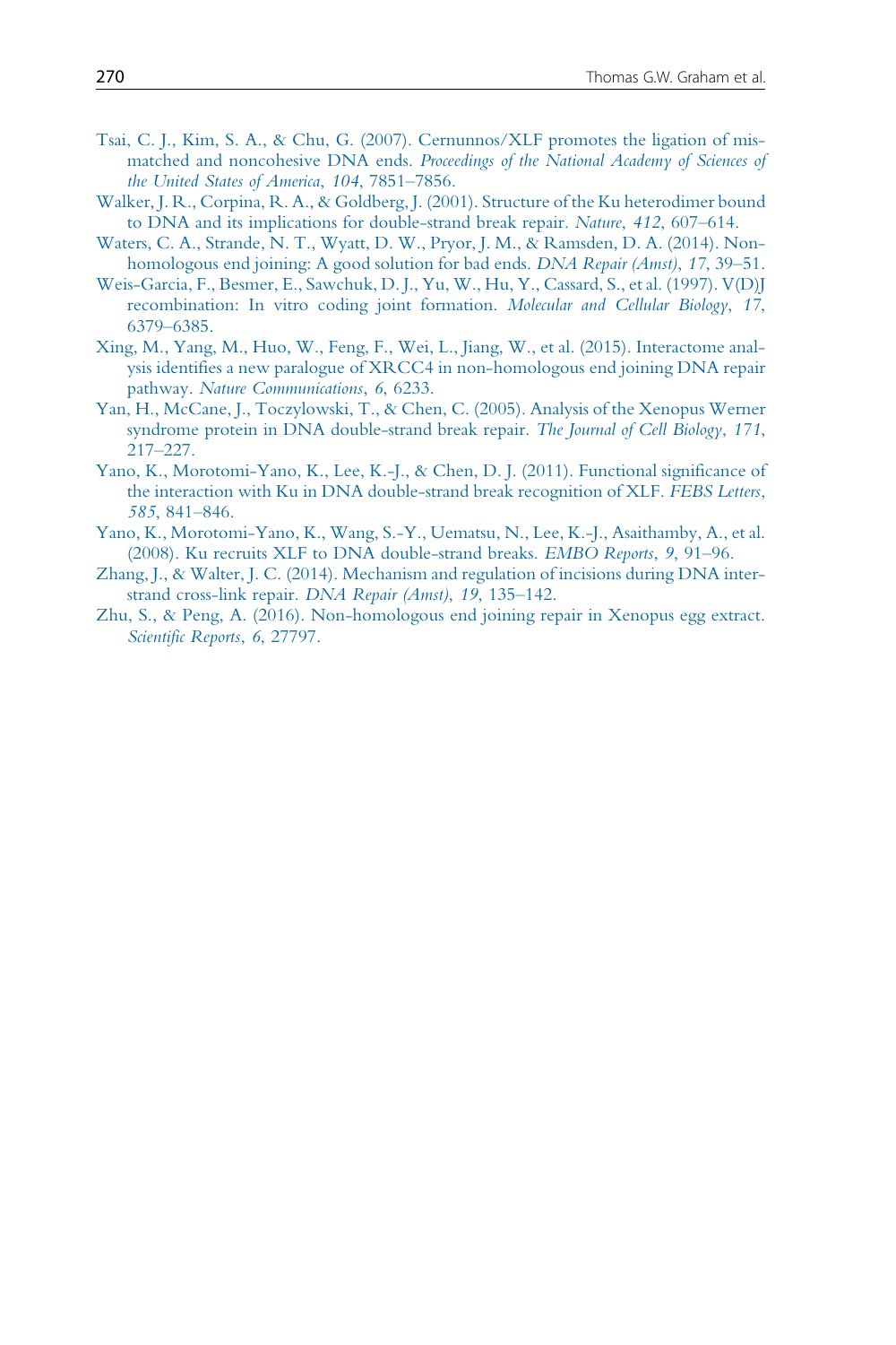Tsai, C. J., Kim, S. A., & Chu, G. (2007). Cernunnos/XLF promotes the ligation of mismatched and noncohesive DNA ends. *Proceedings of the National Academy of Sciences of the United States of America*, *104*, 7851–7856.

Walker, J. R., Corpina, R. A., & Goldberg, J. (2001). Structure of the Ku heterodimer bound to DNA and its implications for double-strand break repair. *Nature*, *412*, 607–614.

Waters, C. A., Strande, N. T., Wyatt, D. W., Pryor, J. M., & Ramsden, D. A. (2014). Nonhomologous end joining: A good solution for bad ends. *DNA Repair (Amst)*, *17*, 39–51.

Weis-Garcia, F., Besmer, E., Sawchuk, D. J., Yu, W., Hu, Y., Cassard, S., et al. (1997). V(D)J recombination: In vitro coding joint formation. *Molecular and Cellular Biology*, *17*, 6379–6385.

Xing, M., Yang, M., Huo, W., Feng, F., Wei, L., Jiang, W., et al. (2015). Interactome analysis identifies a new paralogue of XRCC4 in non-homologous end joining DNA repair pathway. *Nature Communications*, *6*, 6233.

Yan, H., McCane, J., Toczylowski, T., & Chen, C. (2005). Analysis of the Xenopus Werner syndrome protein in DNA double-strand break repair. *The Journal of Cell Biology*, *171*, 217–227.

Yano, K., Morotomi-Yano, K., Lee, K.-J., & Chen, D. J. (2011). Functional significance of the interaction with Ku in DNA double-strand break recognition of XLF. *FEBS Letters*, *585*, 841–846.

Yano, K., Morotomi-Yano, K., Wang, S.-Y., Uematsu, N., Lee, K.-J., Asaithamby, A., et al. (2008). Ku recruits XLF to DNA double-strand breaks. *EMBO Reports*, *9*, 91–96.

Zhang, J., & Walter, J. C. (2014). Mechanism and regulation of incisions during DNA interstrand cross-link repair. *DNA Repair (Amst)*, *19*, 135–142.

Zhu, S., & Peng, A. (2016). Non-homologous end joining repair in Xenopus egg extract. *Scientific Reports*, *6*, 27797.